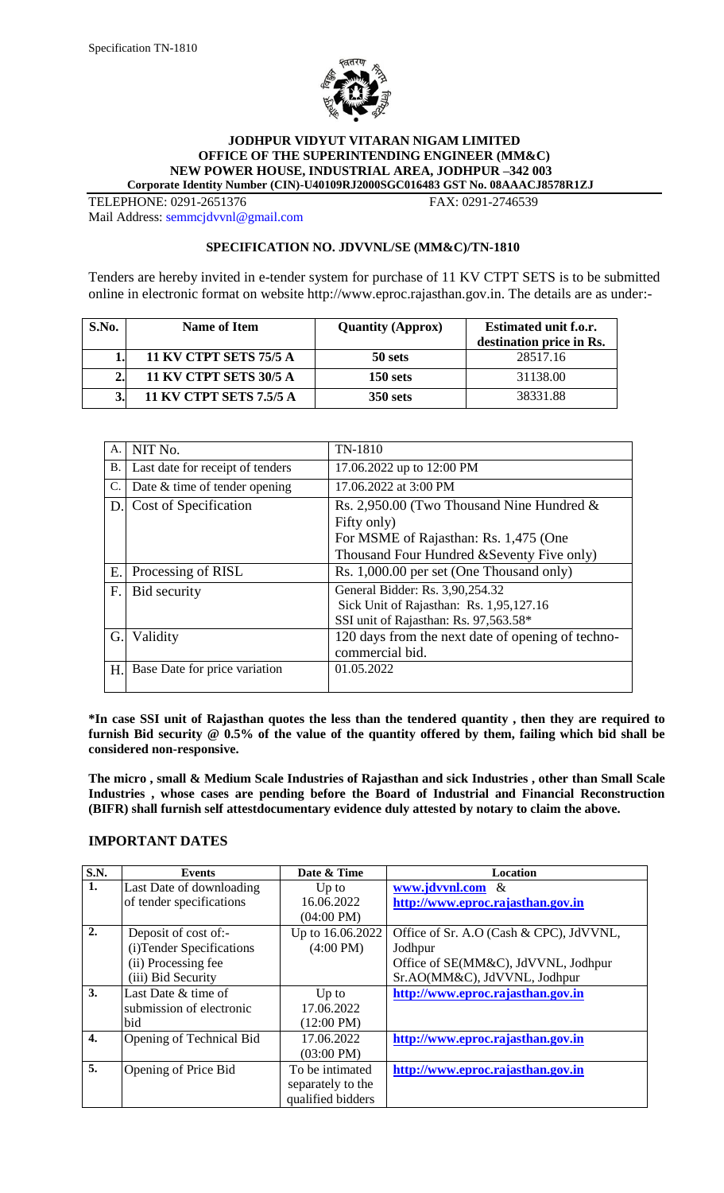**JODHPUR VIDYUT VITARAN NIGAM LIMITED**
**OFFICE OF THE SUPERINTENDING ENGINEER (MM&C)**
**NEW POWER HOUSE, INDUSTRIAL AREA, JODHPUR –342 003**
**Corporate Identity Number (CIN)-U40109RJ2000SGC016483 GST No. 08AAACJ8578R1ZJ**

TELEPHONE: 0291-2651376 FAX: 0291-2746539
Mail Address: semmcjdvvnl@gmail.com

**SPECIFICATION NO. JDVVNL/SE (MM&C)/TN-1810**

Tenders are hereby invited in e-tender system for purchase of 11 KV CTPT SETS is to be submitted online in electronic format on website http://www.eproc.rajasthan.gov.in. The details are as under:-

| S.No. | Name of Item | Quantity (Approx) | Estimated unit f.o.r. destination price in Rs. |
|---|---|---|---|
| 1. | **11 KV CTPT SETS 75/5 A** | **50 sets** | 28517.16 |
| 2. | **11 KV CTPT SETS 30/5 A** | **150 sets** | 31138.00 |
| 3. | **11 KV CTPT SETS 7.5/5 A** | **350 sets** | 38331.88 |

| | | |
|---|---|---|
| A. | NIT No. | TN-1810 |
| B. | Last date for receipt of tenders | 17.06.2022 up to 12:00 PM |
| C. | Date & time of tender opening | 17.06.2022 at 3:00 PM |
| D. | Cost of Specification | Rs. 2,950.00 (Two Thousand Nine Hundred & Fifty only)<br>For MSME of Rajasthan: Rs. 1,475 (One Thousand Four Hundred &Seventy Five only) |
| E. | Processing of RISL | Rs. 1,000.00 per set (One Thousand only) |
| F. | Bid security | General Bidder: Rs. 3,90,254.32<br>Sick Unit of Rajasthan: Rs. 1,95,127.16<br>SSI unit of Rajasthan: Rs. 97,563.58* |
| G. | Validity | 120 days from the next date of opening of techno-commercial bid. |
| H. | Base Date for price variation | 01.05.2022 |

**\*In case SSI unit of Rajasthan quotes the less than the tendered quantity , then they are required to furnish Bid security @ 0.5% of the value of the quantity offered by them, failing which bid shall be considered non-responsive.**

**The micro , small & Medium Scale Industries of Rajasthan and sick Industries , other than Small Scale Industries , whose cases are pending before the Board of Industrial and Financial Reconstruction (BIFR) shall furnish self attestdocumentary evidence duly attested by notary to claim the above.**

## IMPORTANT DATES

| S.N. | Events | Date & Time | Location |
|---|---|---|---|
| 1. | Last Date of downloading of tender specifications | Up to 16.06.2022 (04:00 PM) | www.jdvvnl.com & http://www.eproc.rajasthan.gov.in |
| 2. | Deposit of cost of:-<br>(i)Tender Specifications<br>(ii) Processing fee<br>(iii) Bid Security | Up to 16.06.2022 (4:00 PM) | Office of Sr. A.O (Cash & CPC), JdVVNL, Jodhpur<br>Office of SE(MM&C), JdVVNL, Jodhpur<br>Sr.AO(MM&C), JdVVNL, Jodhpur |
| 3. | Last Date & time of submission of electronic bid | Up to 17.06.2022 (12:00 PM) | http://www.eproc.rajasthan.gov.in |
| 4. | Opening of Technical Bid | 17.06.2022 (03:00 PM) | http://www.eproc.rajasthan.gov.in |
| 5. | Opening of Price Bid | To be intimated separately to the qualified bidders | http://www.eproc.rajasthan.gov.in |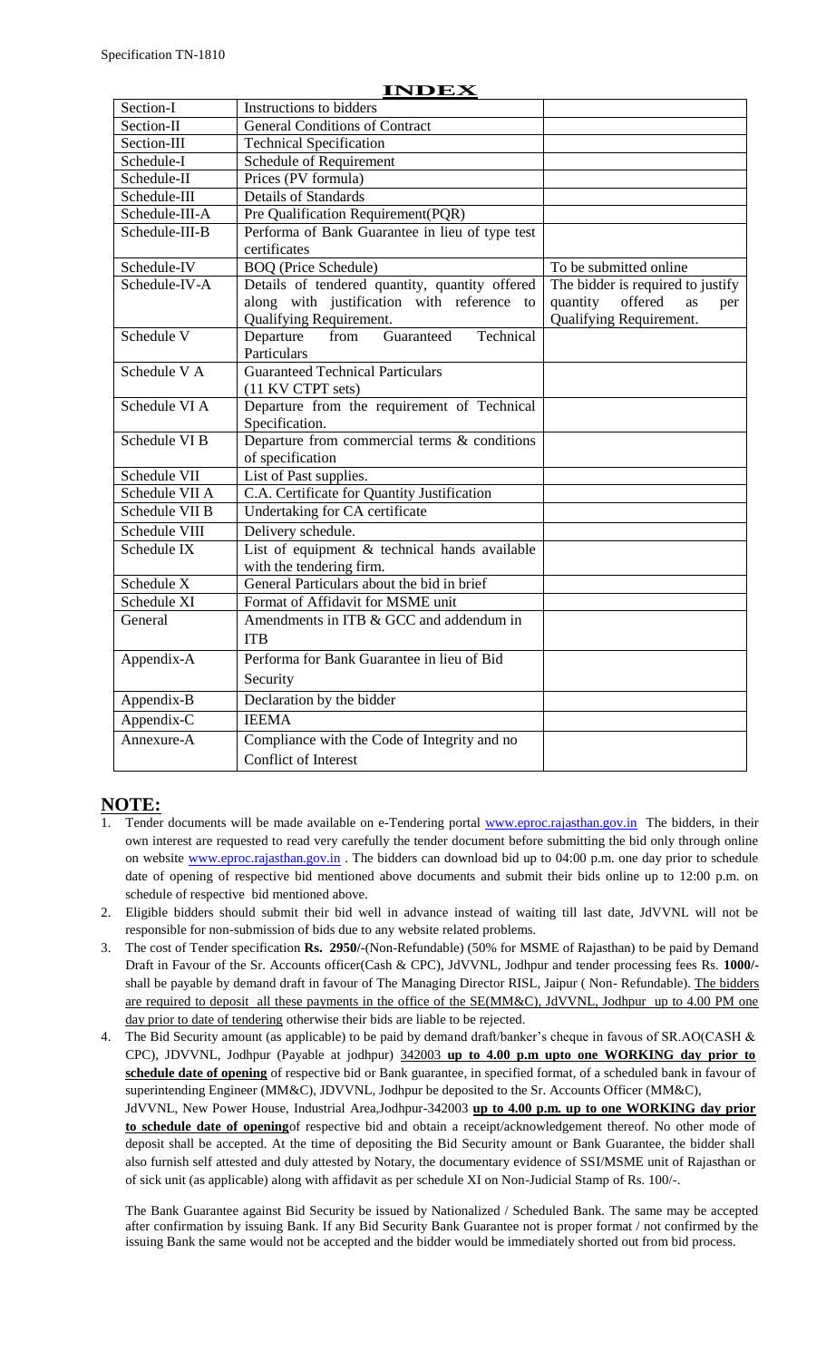# INDEX

| | | |
|---|---|---|
| Section-I | Instructions to bidders | |
| Section-II | General Conditions of Contract | |
| Section-III | Technical Specification | |
| Schedule-I | Schedule of Requirement | |
| Schedule-II | Prices (PV formula) | |
| Schedule-III | Details of Standards | |
| Schedule-III-A | Pre Qualification Requirement(PQR) | |
| Schedule-III-B | Performa of Bank Guarantee in lieu of type test certificates | |
| Schedule-IV | BOQ (Price Schedule) | To be submitted online |
| Schedule-IV-A | Details of tendered quantity, quantity offered along with justification with reference to Qualifying Requirement. | The bidder is required to justify quantity offered as per Qualifying Requirement. |
| Schedule V | Departure from Guaranteed Technical Particulars | |
| Schedule V A | Guaranteed Technical Particulars (11 KV CTPT sets) | |
| Schedule VI A | Departure from the requirement of Technical Specification. | |
| Schedule VI B | Departure from commercial terms & conditions of specification | |
| Schedule VII | List of Past supplies. | |
| Schedule VII A | C.A. Certificate for Quantity Justification | |
| Schedule VII B | Undertaking for CA certificate | |
| Schedule VIII | Delivery schedule. | |
| Schedule IX | List of equipment & technical hands available with the tendering firm. | |
| Schedule X | General Particulars about the bid in brief | |
| Schedule XI | Format of Affidavit for MSME unit | |
| General | Amendments in ITB & GCC and addendum in ITB | |
| Appendix-A | Performa for Bank Guarantee in lieu of Bid Security | |
| Appendix-B | Declaration by the bidder | |
| Appendix-C | IEEMA | |
| Annexure-A | Compliance with the Code of Integrity and no Conflict of Interest | |

## NOTE:

1. Tender documents will be made available on e-Tendering portal www.eproc.rajasthan.gov.in The bidders, in their own interest are requested to read very carefully the tender document before submitting the bid only through online on website www.eproc.rajasthan.gov.in . The bidders can download bid up to 04:00 p.m. one day prior to schedule date of opening of respective bid mentioned above documents and submit their bids online up to 12:00 p.m. on schedule of respective bid mentioned above.
2. Eligible bidders should submit their bid well in advance instead of waiting till last date, JdVVNL will not be responsible for non-submission of bids due to any website related problems.
3. The cost of Tender specification **Rs. 2950/-**(Non-Refundable) (50% for MSME of Rajasthan) to be paid by Demand Draft in Favour of the Sr. Accounts officer(Cash & CPC), JdVVNL, Jodhpur and tender processing fees Rs. **1000/-** shall be payable by demand draft in favour of The Managing Director RISL, Jaipur ( Non- Refundable). The bidders are required to deposit all these payments in the office of the SE(MM&C), JdVVNL, Jodhpur up to 4.00 PM one day prior to date of tendering otherwise their bids are liable to be rejected.
4. The Bid Security amount (as applicable) to be paid by demand draft/banker's cheque in favous of SR.AO(CASH & CPC), JDVVNL, Jodhpur (Payable at jodhpur) 342003 **up to 4.00 p.m upto one WORKING day prior to schedule date of opening** of respective bid or Bank guarantee, in specified format, of a scheduled bank in favour of superintending Engineer (MM&C), JDVVNL, Jodhpur be deposited to the Sr. Accounts Officer (MM&C), JdVVNL, New Power House, Industrial Area,Jodhpur-342003 **up to 4.00 p.m. up to one WORKING day prior to schedule date of opening**of respective bid and obtain a receipt/acknowledgement thereof. No other mode of deposit shall be accepted. At the time of depositing the Bid Security amount or Bank Guarantee, the bidder shall also furnish self attested and duly attested by Notary, the documentary evidence of SSI/MSME unit of Rajasthan or of sick unit (as applicable) along with affidavit as per schedule XI on Non-Judicial Stamp of Rs. 100/-.

   The Bank Guarantee against Bid Security be issued by Nationalized / Scheduled Bank. The same may be accepted after confirmation by issuing Bank. If any Bid Security Bank Guarantee not is proper format / not confirmed by the issuing Bank the same would not be accepted and the bidder would be immediately shorted out from bid process.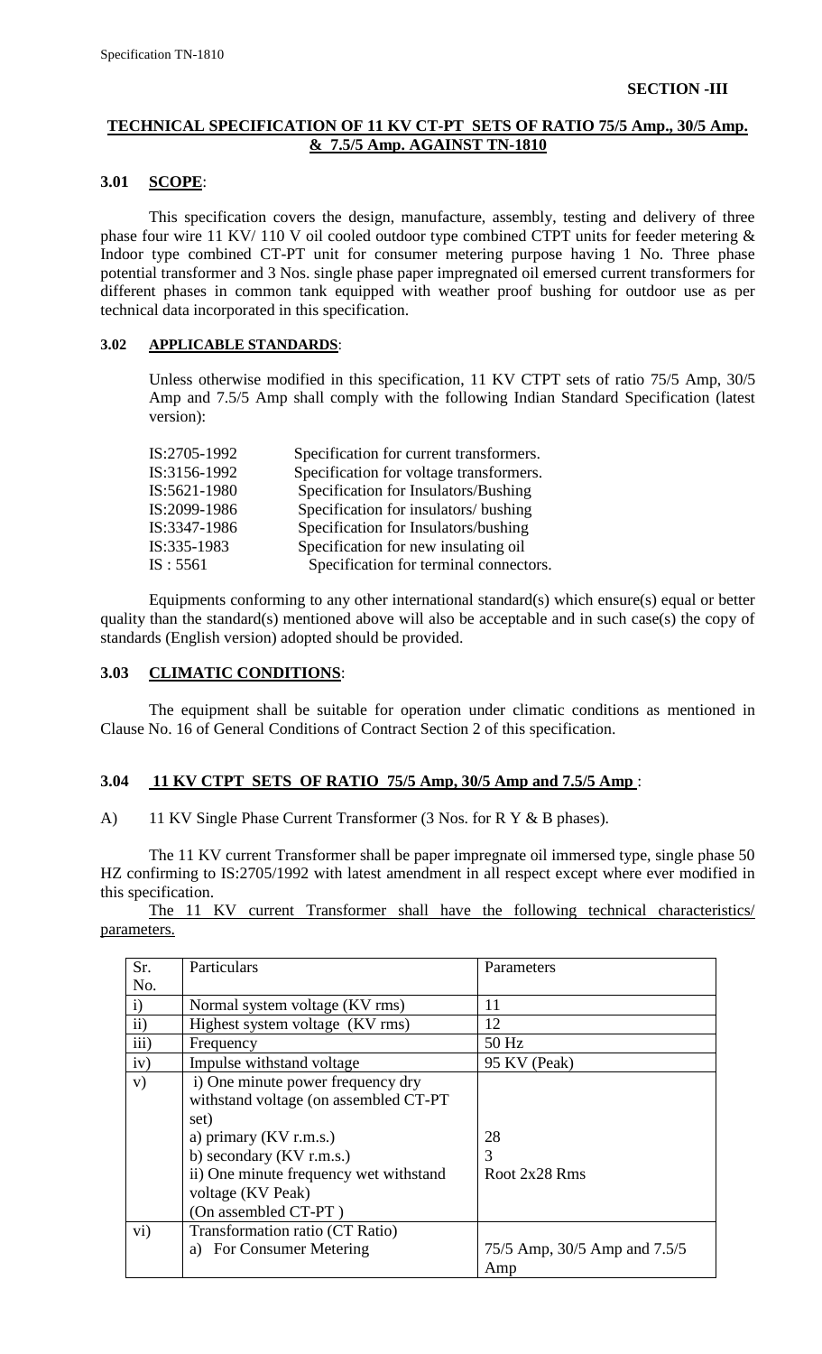**SECTION -III**

## TECHNICAL SPECIFICATION OF 11 KV CT-PT SETS OF RATIO 75/5 Amp., 30/5 Amp. & 7.5/5 Amp. AGAINST TN-1810

### 3.01 SCOPE:

This specification covers the design, manufacture, assembly, testing and delivery of three phase four wire 11 KV/ 110 V oil cooled outdoor type combined CTPT units for feeder metering & Indoor type combined CT-PT unit for consumer metering purpose having 1 No. Three phase potential transformer and 3 Nos. single phase paper impregnated oil emersed current transformers for different phases in common tank equipped with weather proof bushing for outdoor use as per technical data incorporated in this specification.

### 3.02 APPLICABLE STANDARDS:

Unless otherwise modified in this specification, 11 KV CTPT sets of ratio 75/5 Amp, 30/5 Amp and 7.5/5 Amp shall comply with the following Indian Standard Specification (latest version):

| | |
|---|---|
| IS:2705-1992 | Specification for current transformers. |
| IS:3156-1992 | Specification for voltage transformers. |
| IS:5621-1980 | Specification for Insulators/Bushing |
| IS:2099-1986 | Specification for insulators/ bushing |
| IS:3347-1986 | Specification for Insulators/bushing |
| IS:335-1983 | Specification for new insulating oil |
| IS : 5561 | Specification for terminal connectors. |

Equipments conforming to any other international standard(s) which ensure(s) equal or better quality than the standard(s) mentioned above will also be acceptable and in such case(s) the copy of standards (English version) adopted should be provided.

### 3.03 CLIMATIC CONDITIONS:

The equipment shall be suitable for operation under climatic conditions as mentioned in Clause No. 16 of General Conditions of Contract Section 2 of this specification.

### 3.04 11 KV CTPT SETS OF RATIO 75/5 Amp, 30/5 Amp and 7.5/5 Amp :

A) 11 KV Single Phase Current Transformer (3 Nos. for R Y & B phases).

The 11 KV current Transformer shall be paper impregnate oil immersed type, single phase 50 HZ confirming to IS:2705/1992 with latest amendment in all respect except where ever modified in this specification.

The 11 KV current Transformer shall have the following technical characteristics/ parameters.

| Sr. No. | Particulars | Parameters |
|---|---|---|
| i) | Normal system voltage (KV rms) | 11 |
| ii) | Highest system voltage (KV rms) | 12 |
| iii) | Frequency | 50 Hz |
| iv) | Impulse withstand voltage | 95 KV (Peak) |
| v) | i) One minute power frequency dry withstand voltage (on assembled CT-PT set)<br>a) primary (KV r.m.s.)<br>b) secondary (KV r.m.s.)<br>ii) One minute frequency wet withstand voltage (KV Peak)<br>(On assembled CT-PT ) | <br><br><br>28<br>3<br>Root 2x28 Rms |
| vi) | Transformation ratio (CT Ratio)<br>a) For Consumer Metering | <br>75/5 Amp, 30/5 Amp and 7.5/5 Amp |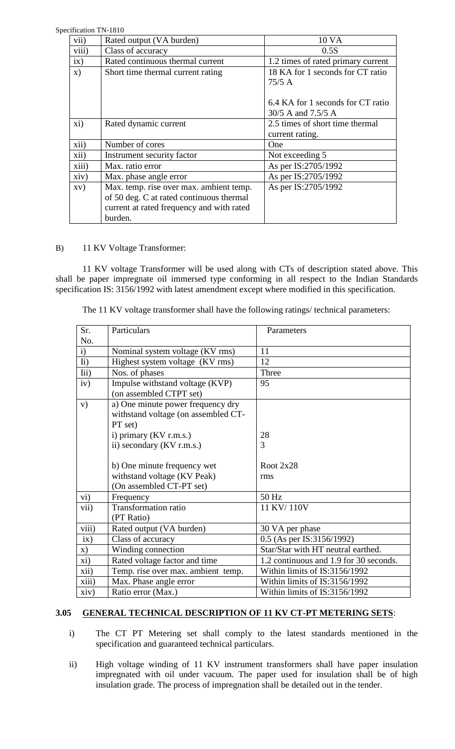| vii) | Rated output (VA burden) | 10 VA |
|---|---|---|
| viii) | Class of accuracy | 0.5S |
| ix) | Rated continuous thermal current | 1.2 times of rated primary current |
| x) | Short time thermal current rating | 18 KA for 1 seconds for CT ratio 75/5 A<br><br>6.4 KA for 1 seconds for CT ratio 30/5 A and 7.5/5 A |
| xi) | Rated dynamic current | 2.5 times of short time thermal current rating. |
| xii) | Number of cores | One |
| xii) | Instrument security factor | Not exceeding 5 |
| xiii) | Max. ratio error | As per IS:2705/1992 |
| xiv) | Max. phase angle error | As per IS:2705/1992 |
| xv) | Max. temp. rise over max. ambient temp. of 50 deg. C at rated continuous thermal current at rated frequency and with rated burden. | As per IS:2705/1992 |

B) 11 KV Voltage Transformer:

11 KV voltage Transformer will be used along with CTs of description stated above. This shall be paper impregnate oil immersed type conforming in all respect to the Indian Standards specification IS: 3156/1992 with latest amendment except where modified in this specification.

The 11 KV voltage transformer shall have the following ratings/ technical parameters:

| Sr. No. | Particulars | Parameters |
|---|---|---|
| i) | Nominal system voltage (KV rms) | 11 |
| Ii) | Highest system voltage (KV rms) | 12 |
| Iii) | Nos. of phases | Three |
| iv) | Impulse withstand voltage (KVP) (on assembled CTPT set) | 95 |
| v) | a) One minute power frequency dry withstand voltage (on assembled CT-PT set)<br>i) primary (KV r.m.s.)<br>ii) secondary (KV r.m.s.)<br><br>b) One minute frequency wet withstand voltage (KV Peak) (On assembled CT-PT set) | <br><br>28<br>3<br><br>Root 2x28 rms |
| vi) | Frequency | 50 Hz |
| vii) | Transformation ratio (PT Ratio) | 11 KV/ 110V |
| viii) | Rated output (VA burden) | 30 VA per phase |
| ix) | Class of accuracy | 0.5 (As per IS:3156/1992) |
| x) | Winding connection | Star/Star with HT neutral earthed. |
| xi) | Rated voltage factor and time | 1.2 continuous and 1.9 for 30 seconds. |
| xii) | Temp. rise over max. ambient temp. | Within limits of IS:3156/1992 |
| xiii) | Max. Phase angle error | Within limits of IS:3156/1992 |
| xiv) | Ratio error (Max.) | Within limits of IS:3156/1992 |

## 3.05 GENERAL TECHNICAL DESCRIPTION OF 11 KV CT-PT METERING SETS:

i) The CT PT Metering set shall comply to the latest standards mentioned in the specification and guaranteed technical particulars.

ii) High voltage winding of 11 KV instrument transformers shall have paper insulation impregnated with oil under vacuum. The paper used for insulation shall be of high insulation grade. The process of impregnation shall be detailed out in the tender.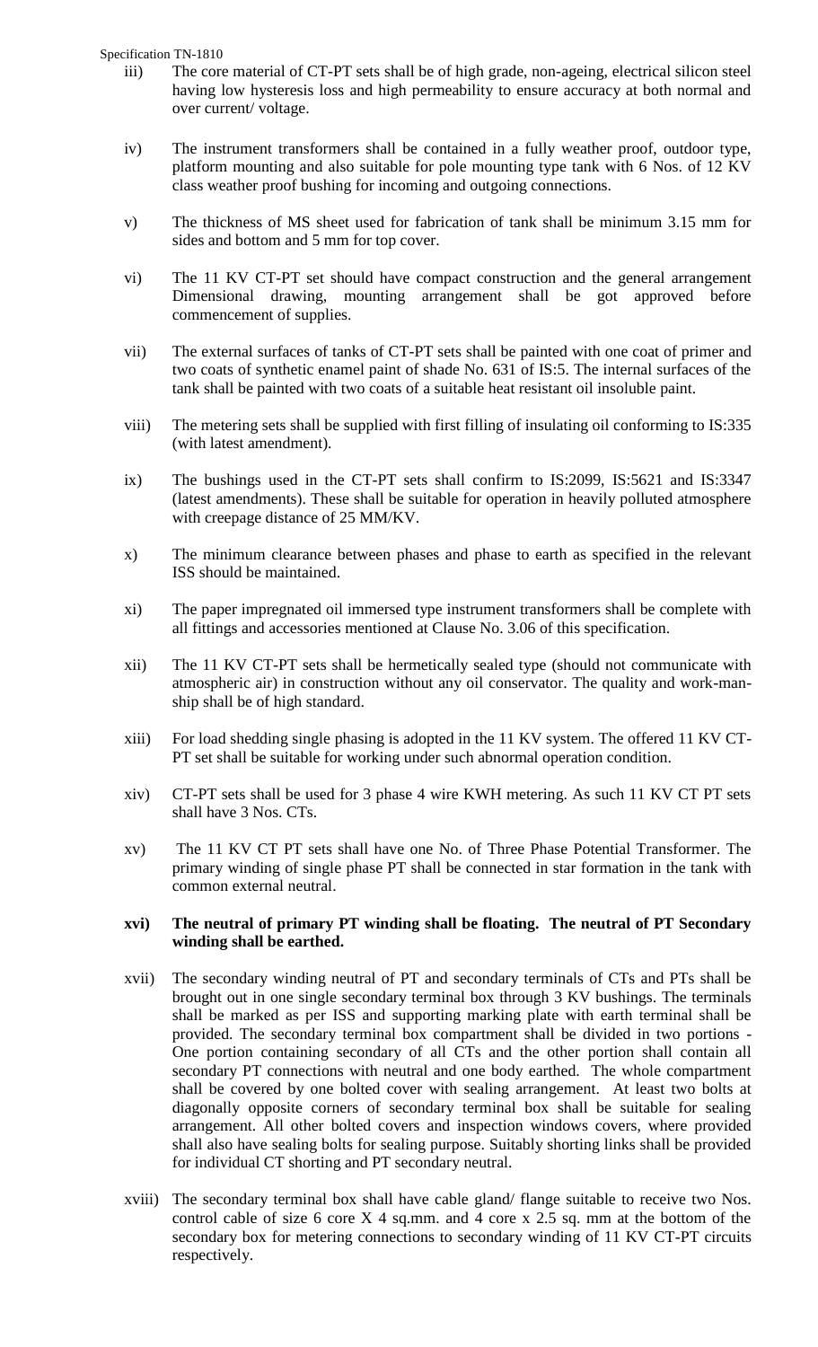iii) The core material of CT-PT sets shall be of high grade, non-ageing, electrical silicon steel having low hysteresis loss and high permeability to ensure accuracy at both normal and over current/ voltage.

iv) The instrument transformers shall be contained in a fully weather proof, outdoor type, platform mounting and also suitable for pole mounting type tank with 6 Nos. of 12 KV class weather proof bushing for incoming and outgoing connections.

v) The thickness of MS sheet used for fabrication of tank shall be minimum 3.15 mm for sides and bottom and 5 mm for top cover.

vi) The 11 KV CT-PT set should have compact construction and the general arrangement Dimensional drawing, mounting arrangement shall be got approved before commencement of supplies.

vii) The external surfaces of tanks of CT-PT sets shall be painted with one coat of primer and two coats of synthetic enamel paint of shade No. 631 of IS:5. The internal surfaces of the tank shall be painted with two coats of a suitable heat resistant oil insoluble paint.

viii) The metering sets shall be supplied with first filling of insulating oil conforming to IS:335 (with latest amendment).

ix) The bushings used in the CT-PT sets shall confirm to IS:2099, IS:5621 and IS:3347 (latest amendments). These shall be suitable for operation in heavily polluted atmosphere with creepage distance of 25 MM/KV.

x) The minimum clearance between phases and phase to earth as specified in the relevant ISS should be maintained.

xi) The paper impregnated oil immersed type instrument transformers shall be complete with all fittings and accessories mentioned at Clause No. 3.06 of this specification.

xii) The 11 KV CT-PT sets shall be hermetically sealed type (should not communicate with atmospheric air) in construction without any oil conservator. The quality and work-manship shall be of high standard.

xiii) For load shedding single phasing is adopted in the 11 KV system. The offered 11 KV CT-PT set shall be suitable for working under such abnormal operation condition.

xiv) CT-PT sets shall be used for 3 phase 4 wire KWH metering. As such 11 KV CT PT sets shall have 3 Nos. CTs.

xv) The 11 KV CT PT sets shall have one No. of Three Phase Potential Transformer. The primary winding of single phase PT shall be connected in star formation in the tank with common external neutral.

**xvi) The neutral of primary PT winding shall be floating. The neutral of PT Secondary winding shall be earthed.**

xvii) The secondary winding neutral of PT and secondary terminals of CTs and PTs shall be brought out in one single secondary terminal box through 3 KV bushings. The terminals shall be marked as per ISS and supporting marking plate with earth terminal shall be provided. The secondary terminal box compartment shall be divided in two portions - One portion containing secondary of all CTs and the other portion shall contain all secondary PT connections with neutral and one body earthed. The whole compartment shall be covered by one bolted cover with sealing arrangement. At least two bolts at diagonally opposite corners of secondary terminal box shall be suitable for sealing arrangement. All other bolted covers and inspection windows covers, where provided shall also have sealing bolts for sealing purpose. Suitably shorting links shall be provided for individual CT shorting and PT secondary neutral.

xviii) The secondary terminal box shall have cable gland/ flange suitable to receive two Nos. control cable of size 6 core X 4 sq.mm. and 4 core x 2.5 sq. mm at the bottom of the secondary box for metering connections to secondary winding of 11 KV CT-PT circuits respectively.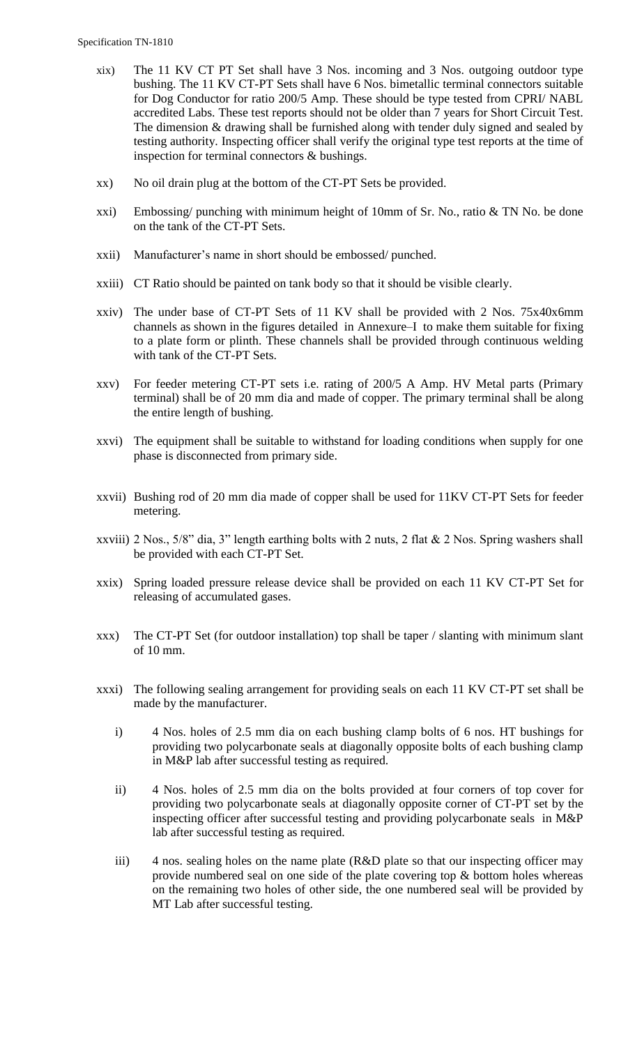- xix) The 11 KV CT PT Set shall have 3 Nos. incoming and 3 Nos. outgoing outdoor type bushing. The 11 KV CT-PT Sets shall have 6 Nos. bimetallic terminal connectors suitable for Dog Conductor for ratio 200/5 Amp. These should be type tested from CPRI/ NABL accredited Labs. These test reports should not be older than 7 years for Short Circuit Test. The dimension & drawing shall be furnished along with tender duly signed and sealed by testing authority. Inspecting officer shall verify the original type test reports at the time of inspection for terminal connectors & bushings.

- xx) No oil drain plug at the bottom of the CT-PT Sets be provided.

- xxi) Embossing/ punching with minimum height of 10mm of Sr. No., ratio & TN No. be done on the tank of the CT-PT Sets.

- xxii) Manufacturer's name in short should be embossed/ punched.

- xxiii) CT Ratio should be painted on tank body so that it should be visible clearly.

- xxiv) The under base of CT-PT Sets of 11 KV shall be provided with 2 Nos. 75x40x6mm channels as shown in the figures detailed in Annexure–I to make them suitable for fixing to a plate form or plinth. These channels shall be provided through continuous welding with tank of the CT-PT Sets.

- xxv) For feeder metering CT-PT sets i.e. rating of 200/5 A Amp. HV Metal parts (Primary terminal) shall be of 20 mm dia and made of copper. The primary terminal shall be along the entire length of bushing.

- xxvi) The equipment shall be suitable to withstand for loading conditions when supply for one phase is disconnected from primary side.

- xxvii) Bushing rod of 20 mm dia made of copper shall be used for 11KV CT-PT Sets for feeder metering.

- xxviii) 2 Nos., 5/8" dia, 3" length earthing bolts with 2 nuts, 2 flat & 2 Nos. Spring washers shall be provided with each CT-PT Set.

- xxix) Spring loaded pressure release device shall be provided on each 11 KV CT-PT Set for releasing of accumulated gases.

- xxx) The CT-PT Set (for outdoor installation) top shall be taper / slanting with minimum slant of 10 mm.

- xxxi) The following sealing arrangement for providing seals on each 11 KV CT-PT set shall be made by the manufacturer.

  - i) 4 Nos. holes of 2.5 mm dia on each bushing clamp bolts of 6 nos. HT bushings for providing two polycarbonate seals at diagonally opposite bolts of each bushing clamp in M&P lab after successful testing as required.

  - ii) 4 Nos. holes of 2.5 mm dia on the bolts provided at four corners of top cover for providing two polycarbonate seals at diagonally opposite corner of CT-PT set by the inspecting officer after successful testing and providing polycarbonate seals in M&P lab after successful testing as required.

  - iii) 4 nos. sealing holes on the name plate (R&D plate so that our inspecting officer may provide numbered seal on one side of the plate covering top & bottom holes whereas on the remaining two holes of other side, the one numbered seal will be provided by MT Lab after successful testing.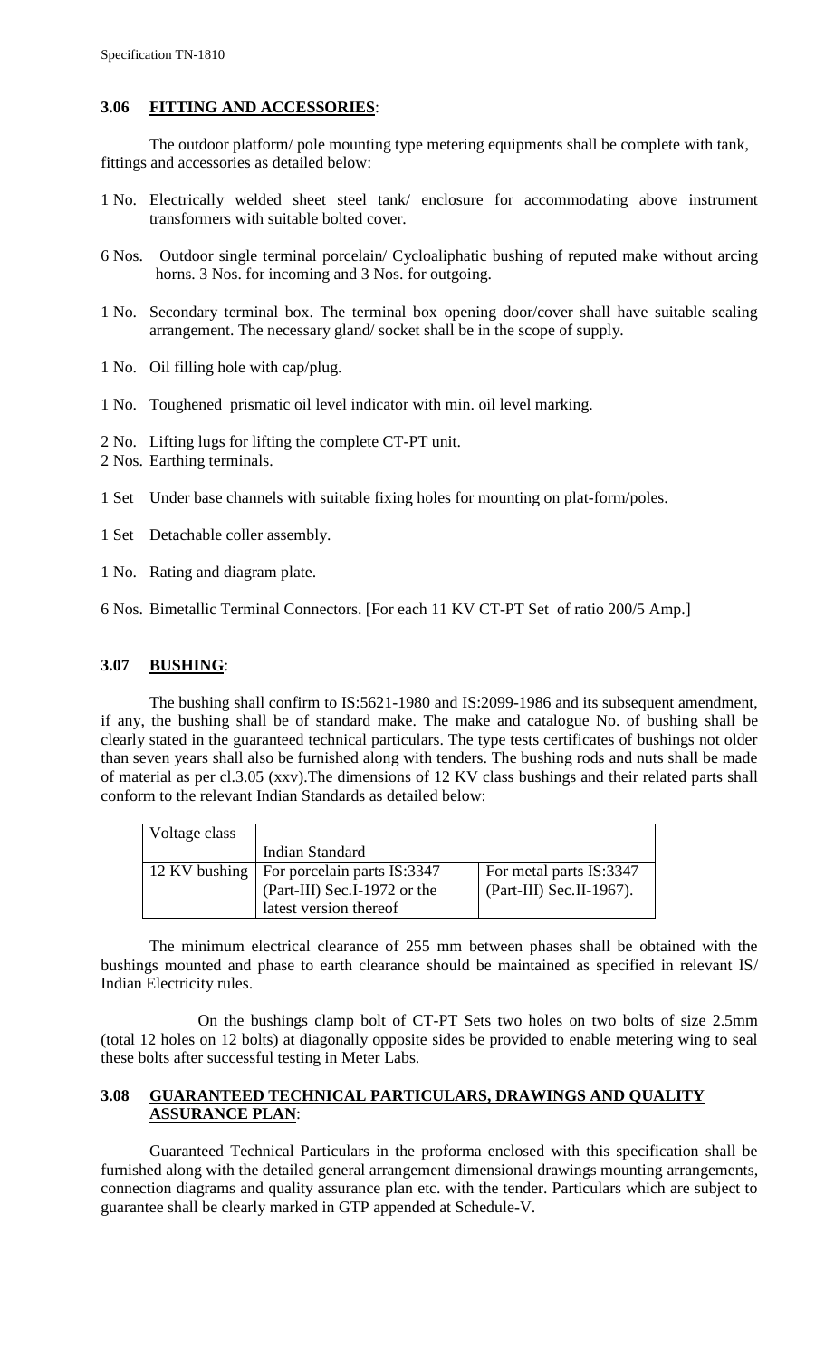### 3.06 FITTING AND ACCESSORIES:

The outdoor platform/ pole mounting type metering equipments shall be complete with tank, fittings and accessories as detailed below:

1 No. Electrically welded sheet steel tank/ enclosure for accommodating above instrument transformers with suitable bolted cover.

6 Nos. Outdoor single terminal porcelain/ Cycloaliphatic bushing of reputed make without arcing horns. 3 Nos. for incoming and 3 Nos. for outgoing.

1 No. Secondary terminal box. The terminal box opening door/cover shall have suitable sealing arrangement. The necessary gland/ socket shall be in the scope of supply.

1 No. Oil filling hole with cap/plug.

1 No. Toughened prismatic oil level indicator with min. oil level marking.

2 No. Lifting lugs for lifting the complete CT-PT unit.

2 Nos. Earthing terminals.

1 Set Under base channels with suitable fixing holes for mounting on plat-form/poles.

1 Set Detachable coller assembly.

1 No. Rating and diagram plate.

6 Nos. Bimetallic Terminal Connectors. [For each 11 KV CT-PT Set of ratio 200/5 Amp.]

### 3.07 BUSHING:

The bushing shall confirm to IS:5621-1980 and IS:2099-1986 and its subsequent amendment, if any, the bushing shall be of standard make. The make and catalogue No. of bushing shall be clearly stated in the guaranteed technical particulars. The type tests certificates of bushings not older than seven years shall also be furnished along with tenders. The bushing rods and nuts shall be made of material as per cl.3.05 (xxv).The dimensions of 12 KV class bushings and their related parts shall conform to the relevant Indian Standards as detailed below:

| Voltage class | Indian Standard | |
|---|---|---|
| 12 KV bushing | For porcelain parts IS:3347 (Part-III) Sec.I-1972 or the latest version thereof | For metal parts IS:3347 (Part-III) Sec.II-1967). |

The minimum electrical clearance of 255 mm between phases shall be obtained with the bushings mounted and phase to earth clearance should be maintained as specified in relevant IS/ Indian Electricity rules.

On the bushings clamp bolt of CT-PT Sets two holes on two bolts of size 2.5mm (total 12 holes on 12 bolts) at diagonally opposite sides be provided to enable metering wing to seal these bolts after successful testing in Meter Labs.

### 3.08 GUARANTEED TECHNICAL PARTICULARS, DRAWINGS AND QUALITY ASSURANCE PLAN:

Guaranteed Technical Particulars in the proforma enclosed with this specification shall be furnished along with the detailed general arrangement dimensional drawings mounting arrangements, connection diagrams and quality assurance plan etc. with the tender. Particulars which are subject to guarantee shall be clearly marked in GTP appended at Schedule-V.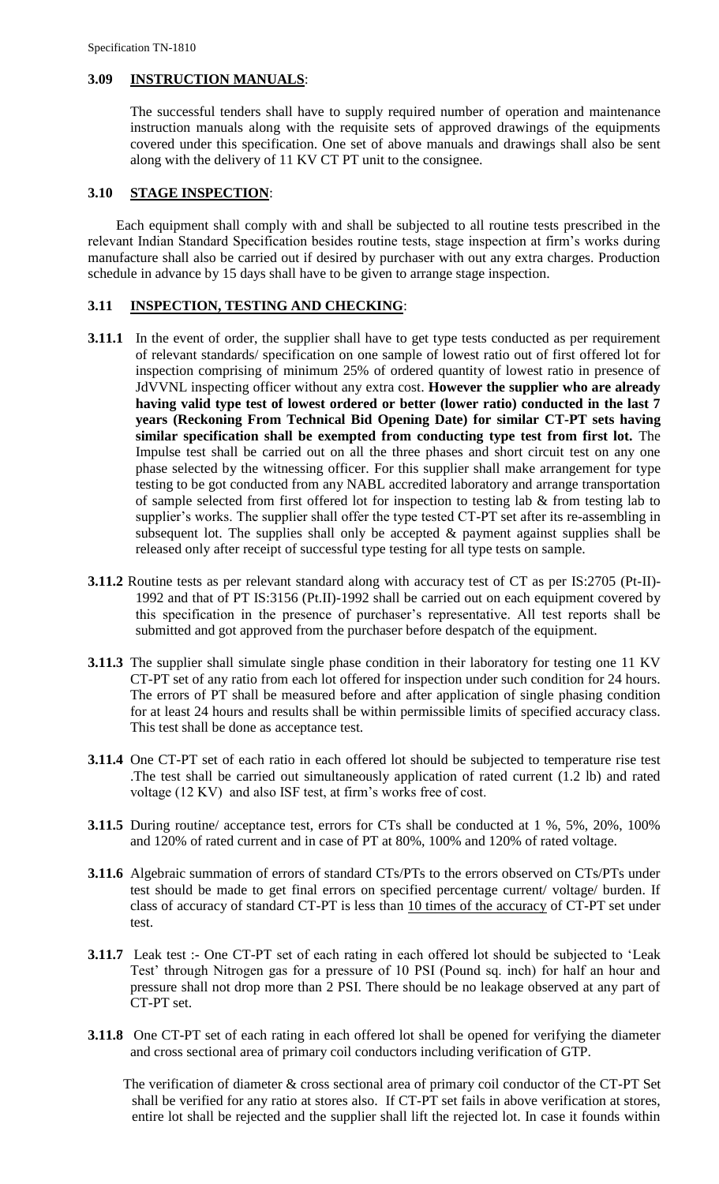### 3.09 INSTRUCTION MANUALS:

The successful tenders shall have to supply required number of operation and maintenance instruction manuals along with the requisite sets of approved drawings of the equipments covered under this specification. One set of above manuals and drawings shall also be sent along with the delivery of 11 KV CT PT unit to the consignee.

### 3.10 STAGE INSPECTION:

Each equipment shall comply with and shall be subjected to all routine tests prescribed in the relevant Indian Standard Specification besides routine tests, stage inspection at firm's works during manufacture shall also be carried out if desired by purchaser with out any extra charges. Production schedule in advance by 15 days shall have to be given to arrange stage inspection.

### 3.11 INSPECTION, TESTING AND CHECKING:

**3.11.1** In the event of order, the supplier shall have to get type tests conducted as per requirement of relevant standards/ specification on one sample of lowest ratio out of first offered lot for inspection comprising of minimum 25% of ordered quantity of lowest ratio in presence of JdVVNL inspecting officer without any extra cost. **However the supplier who are already having valid type test of lowest ordered or better (lower ratio) conducted in the last 7 years (Reckoning From Technical Bid Opening Date) for similar CT-PT sets having similar specification shall be exempted from conducting type test from first lot.** The Impulse test shall be carried out on all the three phases and short circuit test on any one phase selected by the witnessing officer. For this supplier shall make arrangement for type testing to be got conducted from any NABL accredited laboratory and arrange transportation of sample selected from first offered lot for inspection to testing lab & from testing lab to supplier's works. The supplier shall offer the type tested CT-PT set after its re-assembling in subsequent lot. The supplies shall only be accepted & payment against supplies shall be released only after receipt of successful type testing for all type tests on sample.

**3.11.2** Routine tests as per relevant standard along with accuracy test of CT as per IS:2705 (Pt-II)-1992 and that of PT IS:3156 (Pt.II)-1992 shall be carried out on each equipment covered by this specification in the presence of purchaser's representative. All test reports shall be submitted and got approved from the purchaser before despatch of the equipment.

**3.11.3** The supplier shall simulate single phase condition in their laboratory for testing one 11 KV CT-PT set of any ratio from each lot offered for inspection under such condition for 24 hours. The errors of PT shall be measured before and after application of single phasing condition for at least 24 hours and results shall be within permissible limits of specified accuracy class. This test shall be done as acceptance test.

**3.11.4** One CT-PT set of each ratio in each offered lot should be subjected to temperature rise test .The test shall be carried out simultaneously application of rated current (1.2 lb) and rated voltage (12 KV) and also ISF test, at firm's works free of cost.

**3.11.5** During routine/ acceptance test, errors for CTs shall be conducted at 1 %, 5%, 20%, 100% and 120% of rated current and in case of PT at 80%, 100% and 120% of rated voltage.

**3.11.6** Algebraic summation of errors of standard CTs/PTs to the errors observed on CTs/PTs under test should be made to get final errors on specified percentage current/ voltage/ burden. If class of accuracy of standard CT-PT is less than <u>10 times of the accuracy</u> of CT-PT set under test.

**3.11.7** Leak test :- One CT-PT set of each rating in each offered lot should be subjected to 'Leak Test' through Nitrogen gas for a pressure of 10 PSI (Pound sq. inch) for half an hour and pressure shall not drop more than 2 PSI. There should be no leakage observed at any part of CT-PT set.

**3.11.8** One CT-PT set of each rating in each offered lot shall be opened for verifying the diameter and cross sectional area of primary coil conductors including verification of GTP.

The verification of diameter & cross sectional area of primary coil conductor of the CT-PT Set shall be verified for any ratio at stores also. If CT-PT set fails in above verification at stores, entire lot shall be rejected and the supplier shall lift the rejected lot. In case it founds within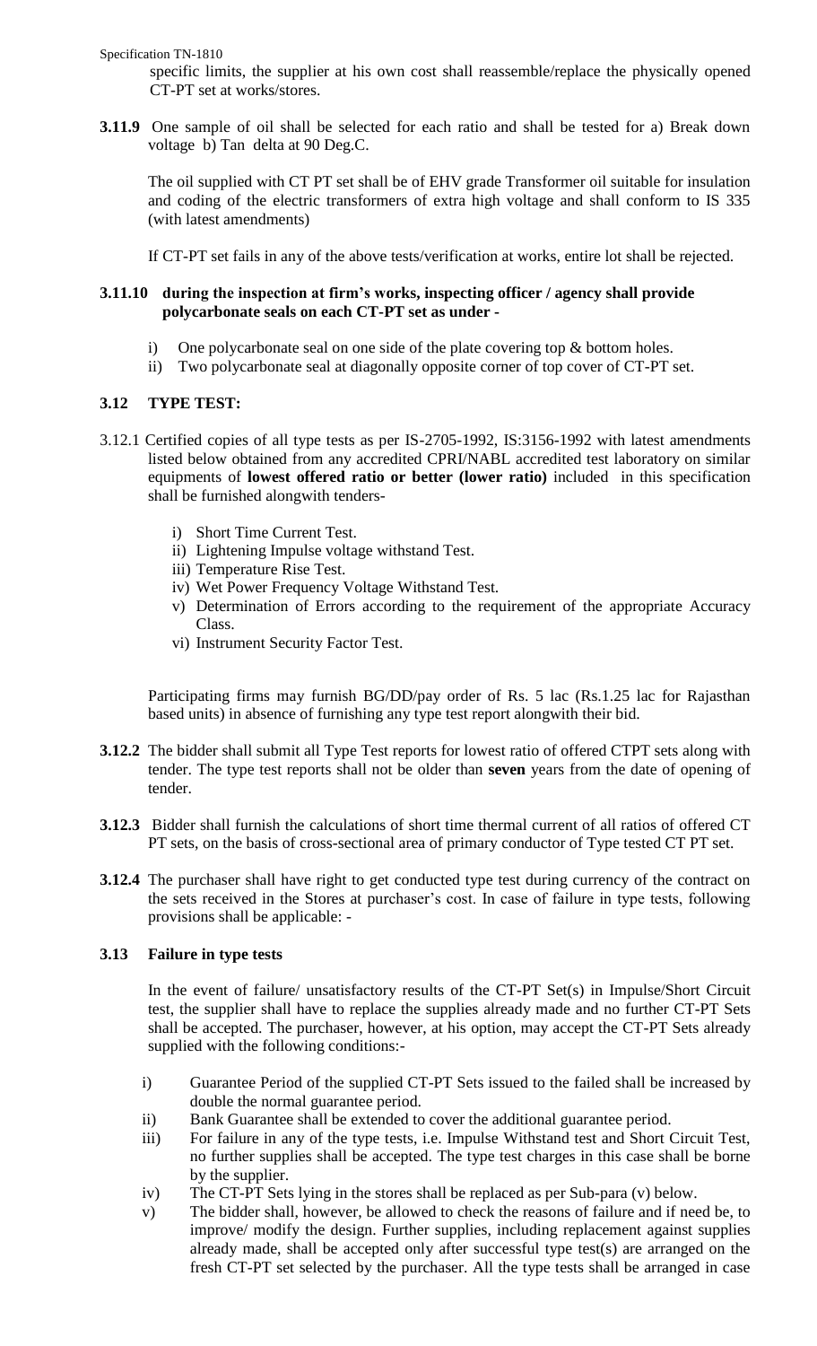specific limits, the supplier at his own cost shall reassemble/replace the physically opened CT-PT set at works/stores.

**3.11.9** One sample of oil shall be selected for each ratio and shall be tested for a) Break down voltage b) Tan delta at 90 Deg.C.

The oil supplied with CT PT set shall be of EHV grade Transformer oil suitable for insulation and coding of the electric transformers of extra high voltage and shall conform to IS 335 (with latest amendments)

If CT-PT set fails in any of the above tests/verification at works, entire lot shall be rejected.

**3.11.10 during the inspection at firm's works, inspecting officer / agency shall provide polycarbonate seals on each CT-PT set as under -**

i) One polycarbonate seal on one side of the plate covering top & bottom holes.
ii) Two polycarbonate seal at diagonally opposite corner of top cover of CT-PT set.

### 3.12 TYPE TEST:

3.12.1 Certified copies of all type tests as per IS-2705-1992, IS:3156-1992 with latest amendments listed below obtained from any accredited CPRI/NABL accredited test laboratory on similar equipments of **lowest offered ratio or better (lower ratio)** included in this specification shall be furnished alongwith tenders-

i) Short Time Current Test.
ii) Lightening Impulse voltage withstand Test.
iii) Temperature Rise Test.
iv) Wet Power Frequency Voltage Withstand Test.
v) Determination of Errors according to the requirement of the appropriate Accuracy Class.
vi) Instrument Security Factor Test.

Participating firms may furnish BG/DD/pay order of Rs. 5 lac (Rs.1.25 lac for Rajasthan based units) in absence of furnishing any type test report alongwith their bid.

**3.12.2** The bidder shall submit all Type Test reports for lowest ratio of offered CTPT sets along with tender. The type test reports shall not be older than **seven** years from the date of opening of tender.

**3.12.3** Bidder shall furnish the calculations of short time thermal current of all ratios of offered CT PT sets, on the basis of cross-sectional area of primary conductor of Type tested CT PT set.

**3.12.4** The purchaser shall have right to get conducted type test during currency of the contract on the sets received in the Stores at purchaser's cost. In case of failure in type tests, following provisions shall be applicable: -

### 3.13 Failure in type tests

In the event of failure/ unsatisfactory results of the CT-PT Set(s) in Impulse/Short Circuit test, the supplier shall have to replace the supplies already made and no further CT-PT Sets shall be accepted. The purchaser, however, at his option, may accept the CT-PT Sets already supplied with the following conditions:-

i) Guarantee Period of the supplied CT-PT Sets issued to the failed shall be increased by double the normal guarantee period.
ii) Bank Guarantee shall be extended to cover the additional guarantee period.
iii) For failure in any of the type tests, i.e. Impulse Withstand test and Short Circuit Test, no further supplies shall be accepted. The type test charges in this case shall be borne by the supplier.
iv) The CT-PT Sets lying in the stores shall be replaced as per Sub-para (v) below.
v) The bidder shall, however, be allowed to check the reasons of failure and if need be, to improve/ modify the design. Further supplies, including replacement against supplies already made, shall be accepted only after successful type test(s) are arranged on the fresh CT-PT set selected by the purchaser. All the type tests shall be arranged in case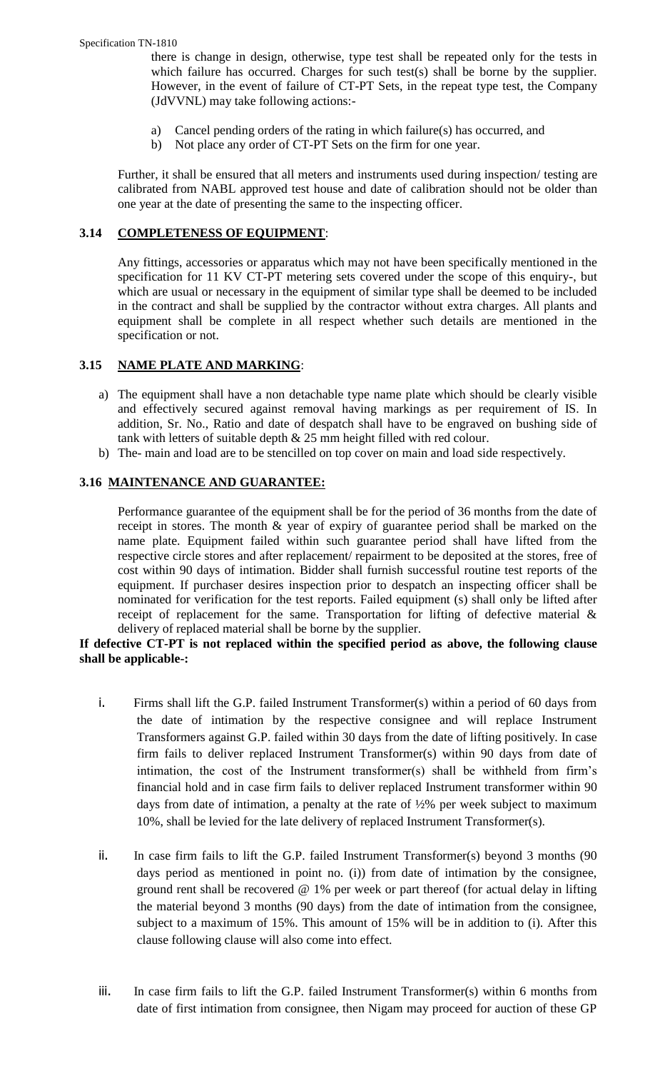there is change in design, otherwise, type test shall be repeated only for the tests in which failure has occurred. Charges for such test(s) shall be borne by the supplier. However, in the event of failure of CT-PT Sets, in the repeat type test, the Company (JdVVNL) may take following actions:-

a) Cancel pending orders of the rating in which failure(s) has occurred, and
b) Not place any order of CT-PT Sets on the firm for one year.

Further, it shall be ensured that all meters and instruments used during inspection/ testing are calibrated from NABL approved test house and date of calibration should not be older than one year at the date of presenting the same to the inspecting officer.

### 3.14 **COMPLETENESS OF EQUIPMENT**:

Any fittings, accessories or apparatus which may not have been specifically mentioned in the specification for 11 KV CT-PT metering sets covered under the scope of this enquiry-, but which are usual or necessary in the equipment of similar type shall be deemed to be included in the contract and shall be supplied by the contractor without extra charges. All plants and equipment shall be complete in all respect whether such details are mentioned in the specification or not.

### 3.15 **NAME PLATE AND MARKING**:

a) The equipment shall have a non detachable type name plate which should be clearly visible and effectively secured against removal having markings as per requirement of IS. In addition, Sr. No., Ratio and date of despatch shall have to be engraved on bushing side of tank with letters of suitable depth & 25 mm height filled with red colour.
b) The- main and load are to be stencilled on top cover on main and load side respectively.

### 3.16 **MAINTENANCE AND GUARANTEE:**

Performance guarantee of the equipment shall be for the period of 36 months from the date of receipt in stores. The month & year of expiry of guarantee period shall be marked on the name plate. Equipment failed within such guarantee period shall have lifted from the respective circle stores and after replacement/ repairment to be deposited at the stores, free of cost within 90 days of intimation. Bidder shall furnish successful routine test reports of the equipment. If purchaser desires inspection prior to despatch an inspecting officer shall be nominated for verification for the test reports. Failed equipment (s) shall only be lifted after receipt of replacement for the same. Transportation for lifting of defective material & delivery of replaced material shall be borne by the supplier.

**If defective CT-PT is not replaced within the specified period as above, the following clause shall be applicable-:**

i. Firms shall lift the G.P. failed Instrument Transformer(s) within a period of 60 days from the date of intimation by the respective consignee and will replace Instrument Transformers against G.P. failed within 30 days from the date of lifting positively. In case firm fails to deliver replaced Instrument Transformer(s) within 90 days from date of intimation, the cost of the Instrument transformer(s) shall be withheld from firm's financial hold and in case firm fails to deliver replaced Instrument transformer within 90 days from date of intimation, a penalty at the rate of ½% per week subject to maximum 10%, shall be levied for the late delivery of replaced Instrument Transformer(s).

ii. In case firm fails to lift the G.P. failed Instrument Transformer(s) beyond 3 months (90 days period as mentioned in point no. (i)) from date of intimation by the consignee, ground rent shall be recovered @ 1% per week or part thereof (for actual delay in lifting the material beyond 3 months (90 days) from the date of intimation from the consignee, subject to a maximum of 15%. This amount of 15% will be in addition to (i). After this clause following clause will also come into effect.

iii. In case firm fails to lift the G.P. failed Instrument Transformer(s) within 6 months from date of first intimation from consignee, then Nigam may proceed for auction of these GP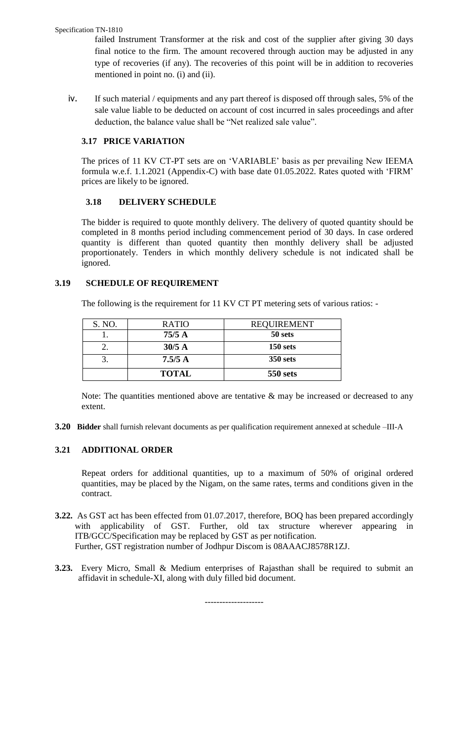failed Instrument Transformer at the risk and cost of the supplier after giving 30 days final notice to the firm. The amount recovered through auction may be adjusted in any type of recoveries (if any). The recoveries of this point will be in addition to recoveries mentioned in point no. (i) and (ii).

iv. If such material / equipments and any part thereof is disposed off through sales, 5% of the sale value liable to be deducted on account of cost incurred in sales proceedings and after deduction, the balance value shall be "Net realized sale value".

### 3.17 PRICE VARIATION

The prices of 11 KV CT-PT sets are on 'VARIABLE' basis as per prevailing New IEEMA formula w.e.f. 1.1.2021 (Appendix-C) with base date 01.05.2022. Rates quoted with 'FIRM' prices are likely to be ignored.

### 3.18 DELIVERY SCHEDULE

The bidder is required to quote monthly delivery. The delivery of quoted quantity should be completed in 8 months period including commencement period of 30 days. In case ordered quantity is different than quoted quantity then monthly delivery shall be adjusted proportionately. Tenders in which monthly delivery schedule is not indicated shall be ignored.

### 3.19 SCHEDULE OF REQUIREMENT

The following is the requirement for 11 KV CT PT metering sets of various ratios: -

| S. NO. | RATIO | REQUIREMENT |
|---|---|---|
| 1. | **75/5 A** | **50 sets** |
| 2. | **30/5 A** | **150 sets** |
| 3. | **7.5/5 A** | **350 sets** |
| | **TOTAL** | **550 sets** |

Note: The quantities mentioned above are tentative & may be increased or decreased to any extent.

**3.20 Bidder** shall furnish relevant documents as per qualification requirement annexed at schedule –III-A

### 3.21 ADDITIONAL ORDER

Repeat orders for additional quantities, up to a maximum of 50% of original ordered quantities, may be placed by the Nigam, on the same rates, terms and conditions given in the contract.

**3.22.** As GST act has been effected from 01.07.2017, therefore, BOQ has been prepared accordingly with applicability of GST. Further, old tax structure wherever appearing in ITB/GCC/Specification may be replaced by GST as per notification. Further, GST registration number of Jodhpur Discom is 08AAACJ8578R1ZJ.

**3.23.** Every Micro, Small & Medium enterprises of Rajasthan shall be required to submit an affidavit in schedule-XI, along with duly filled bid document.

--------------------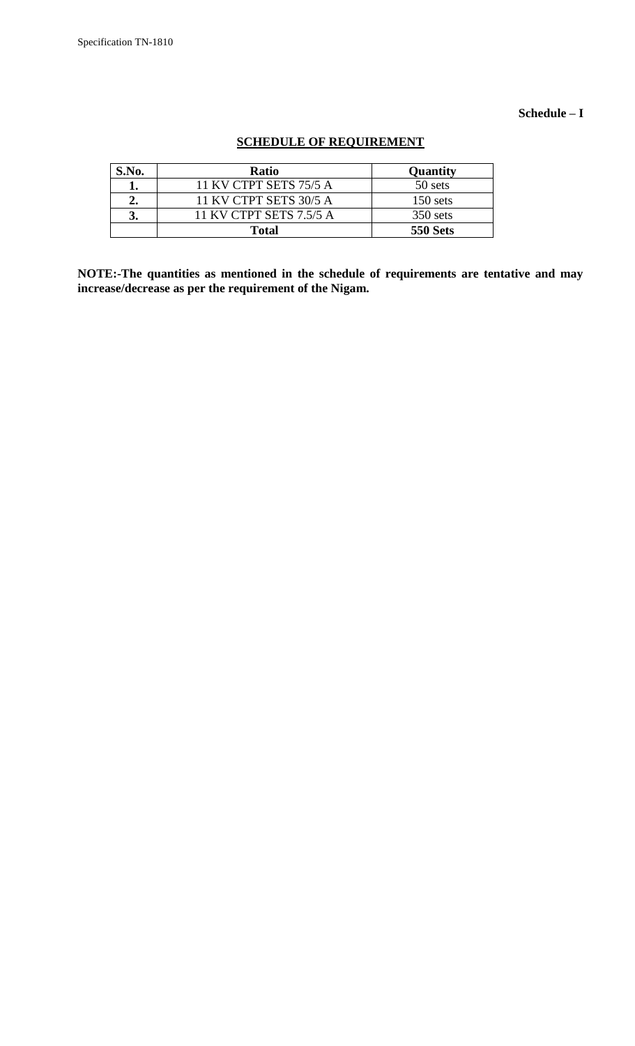**Schedule – I**

## SCHEDULE OF REQUIREMENT

| S.No. | Ratio | Quantity |
|---|---|---|
| **1.** | 11 KV CTPT SETS 75/5 A | 50 sets |
| **2.** | 11 KV CTPT SETS 30/5 A | 150 sets |
| **3.** | 11 KV CTPT SETS 7.5/5 A | 350 sets |
| | **Total** | **550 Sets** |

**NOTE:-The quantities as mentioned in the schedule of requirements are tentative and may increase/decrease as per the requirement of the Nigam.**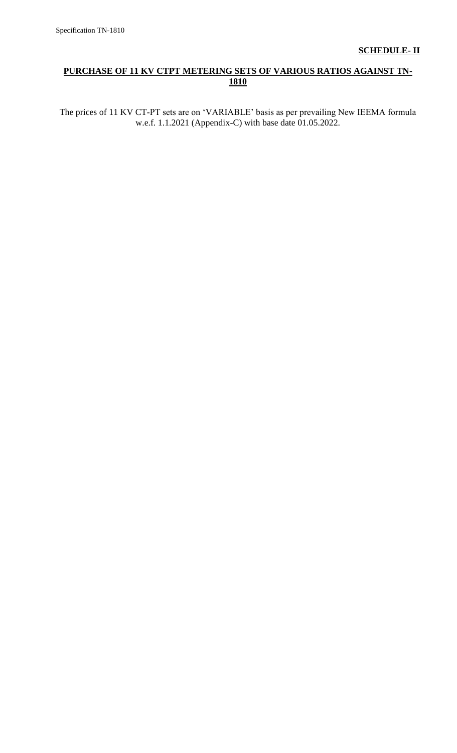**SCHEDULE- II**

## PURCHASE OF 11 KV CTPT METERING SETS OF VARIOUS RATIOS AGAINST TN-1810

The prices of 11 KV CT-PT sets are on 'VARIABLE' basis as per prevailing New IEEMA formula w.e.f. 1.1.2021 (Appendix-C) with base date 01.05.2022.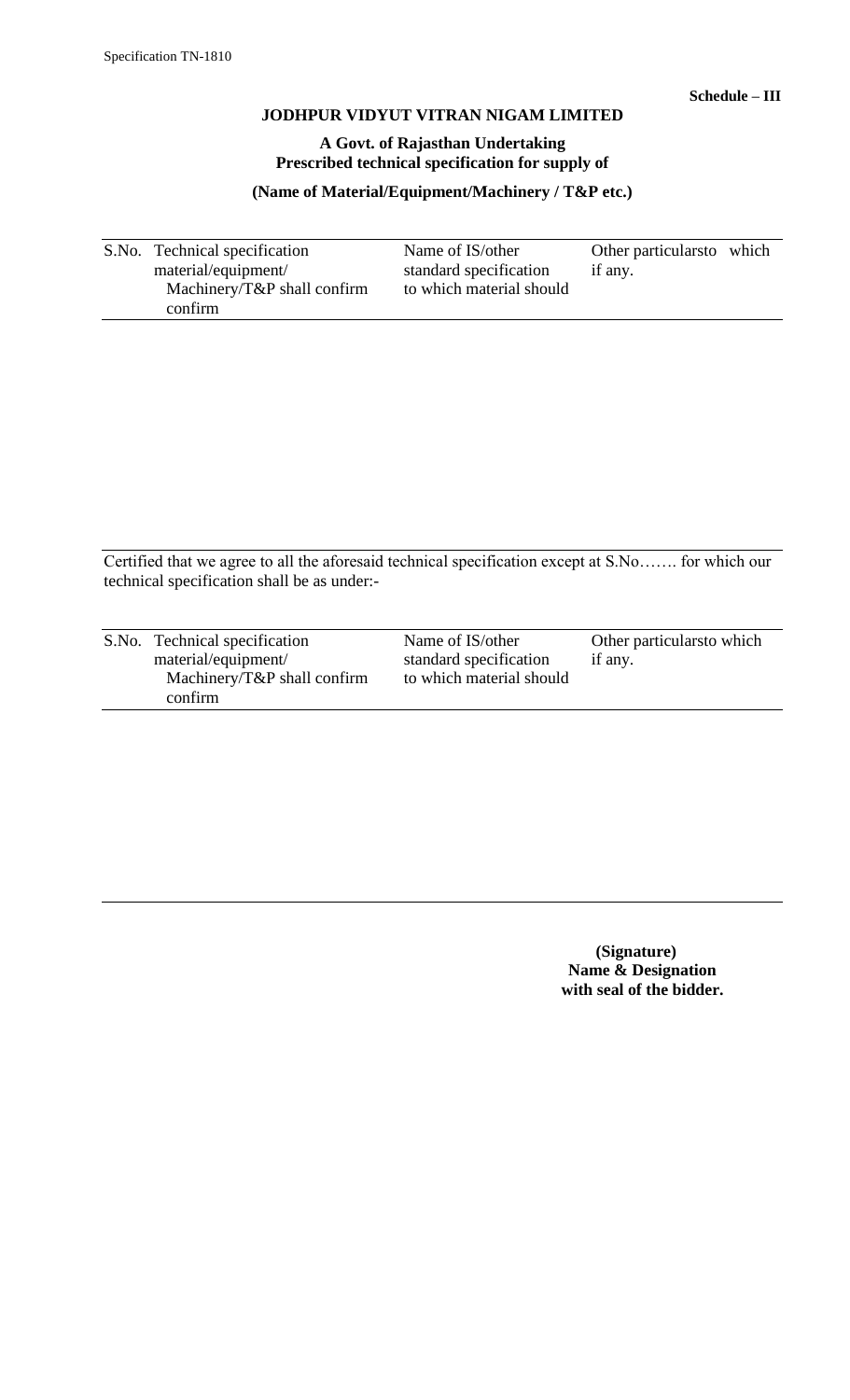**Schedule – III**

**JODHPUR VIDYUT VITRAN NIGAM LIMITED**

**A Govt. of Rajasthan Undertaking**
**Prescribed technical specification for supply of**

**(Name of Material/Equipment/Machinery / T&P etc.)**

| S.No. | Technical specification material/equipment/ Machinery/T&P shall confirm confirm | Name of IS/other standard specification to which material should | Other particularsto which if any. |
|---|---|---|---|
| | | | |

Certified that we agree to all the aforesaid technical specification except at S.No……. for which our technical specification shall be as under:-

| S.No. | Technical specification material/equipment/ Machinery/T&P shall confirm confirm | Name of IS/other standard specification to which material should | Other particularsto which if any. |
|---|---|---|---|
| | | | |

**(Signature)**
**Name & Designation**
**with seal of the bidder.**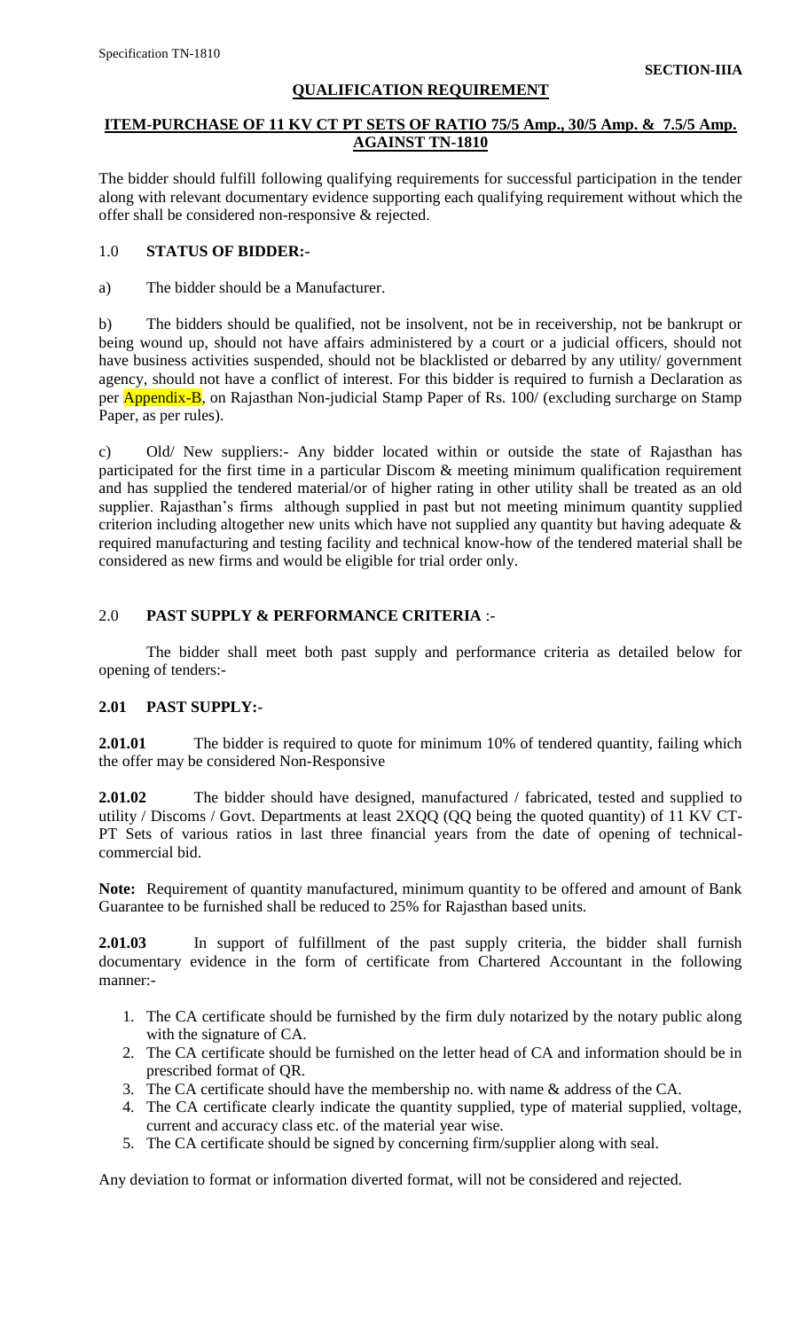**SECTION-IIIA**

## QUALIFICATION REQUIREMENT

### ITEM-PURCHASE OF 11 KV CT PT SETS OF RATIO 75/5 Amp., 30/5 Amp. & 7.5/5 Amp. AGAINST TN-1810

The bidder should fulfill following qualifying requirements for successful participation in the tender along with relevant documentary evidence supporting each qualifying requirement without which the offer shall be considered non-responsive & rejected.

### 1.0 STATUS OF BIDDER:-

a) The bidder should be a Manufacturer.

b) The bidders should be qualified, not be insolvent, not be in receivership, not be bankrupt or being wound up, should not have affairs administered by a court or a judicial officers, should not have business activities suspended, should not be blacklisted or debarred by any utility/ government agency, should not have a conflict of interest. For this bidder is required to furnish a Declaration as per Appendix-B, on Rajasthan Non-judicial Stamp Paper of Rs. 100/ (excluding surcharge on Stamp Paper, as per rules).

c) Old/ New suppliers:- Any bidder located within or outside the state of Rajasthan has participated for the first time in a particular Discom & meeting minimum qualification requirement and has supplied the tendered material/or of higher rating in other utility shall be treated as an old supplier. Rajasthan's firms although supplied in past but not meeting minimum quantity supplied criterion including altogether new units which have not supplied any quantity but having adequate & required manufacturing and testing facility and technical know-how of the tendered material shall be considered as new firms and would be eligible for trial order only.

### 2.0 PAST SUPPLY & PERFORMANCE CRITERIA :-

The bidder shall meet both past supply and performance criteria as detailed below for opening of tenders:-

### 2.01 PAST SUPPLY:-

**2.01.01** The bidder is required to quote for minimum 10% of tendered quantity, failing which the offer may be considered Non-Responsive

**2.01.02** The bidder should have designed, manufactured / fabricated, tested and supplied to utility / Discoms / Govt. Departments at least 2XQQ (QQ being the quoted quantity) of 11 KV CT-PT Sets of various ratios in last three financial years from the date of opening of technical-commercial bid.

**Note:** Requirement of quantity manufactured, minimum quantity to be offered and amount of Bank Guarantee to be furnished shall be reduced to 25% for Rajasthan based units.

**2.01.03** In support of fulfillment of the past supply criteria, the bidder shall furnish documentary evidence in the form of certificate from Chartered Accountant in the following manner:-

1. The CA certificate should be furnished by the firm duly notarized by the notary public along with the signature of CA.
2. The CA certificate should be furnished on the letter head of CA and information should be in prescribed format of QR.
3. The CA certificate should have the membership no. with name & address of the CA.
4. The CA certificate clearly indicate the quantity supplied, type of material supplied, voltage, current and accuracy class etc. of the material year wise.
5. The CA certificate should be signed by concerning firm/supplier along with seal.

Any deviation to format or information diverted format, will not be considered and rejected.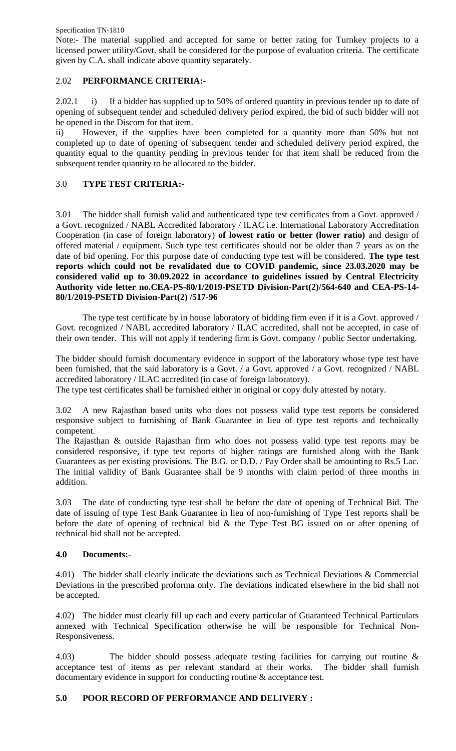Note:- The material supplied and accepted for same or better rating for Turnkey projects to a licensed power utility/Govt. shall be considered for the purpose of evaluation criteria. The certificate given by C.A. shall indicate above quantity separately.

## 2.02 PERFORMANCE CRITERIA:-

2.02.1 i) If a bidder has supplied up to 50% of ordered quantity in previous tender up to date of opening of subsequent tender and scheduled delivery period expired, the bid of such bidder will not be opened in the Discom for that item.

ii) However, if the supplies have been completed for a quantity more than 50% but not completed up to date of opening of subsequent tender and scheduled delivery period expired, the quantity equal to the quantity pending in previous tender for that item shall be reduced from the subsequent tender quantity to be allocated to the bidder.

## 3.0 TYPE TEST CRITERIA:-

3.01 The bidder shall furnish valid and authenticated type test certificates from a Govt. approved / a Govt. recognized / NABL Accredited laboratory / ILAC i.e. International Laboratory Accreditation Cooperation (in case of foreign laboratory) **of lowest ratio or better (lower ratio)** and design of offered material / equipment. Such type test certificates should not be older than 7 years as on the date of bid opening. For this purpose date of conducting type test will be considered. **The type test reports which could not be revalidated due to COVID pandemic, since 23.03.2020 may be considered valid up to 30.09.2022 in accordance to guidelines issued by Central Electricity Authority vide letter no.CEA-PS-80/1/2019-PSETD Division-Part(2)/564-640 and CEA-PS-14-80/1/2019-PSETD Division-Part(2) /517-96**

The type test certificate by in house laboratory of bidding firm even if it is a Govt. approved / Govt. recognized / NABL accredited laboratory / ILAC accredited, shall not be accepted, in case of their own tender. This will not apply if tendering firm is Govt. company / public Sector undertaking.

The bidder should furnish documentary evidence in support of the laboratory whose type test have been furnished, that the said laboratory is a Govt. / a Govt. approved / a Govt. recognized / NABL accredited laboratory / ILAC accredited (in case of foreign laboratory).

The type test certificates shall be furnished either in original or copy duly attested by notary.

3.02 A new Rajasthan based units who does not possess valid type test reports be considered responsive subject to furnishing of Bank Guarantee in lieu of type test reports and technically competent.

The Rajasthan & outside Rajasthan firm who does not possess valid type test reports may be considered responsive, if type test reports of higher ratings are furnished along with the Bank Guarantees as per existing provisions. The B.G. or D.D. / Pay Order shall be amounting to Rs.5 Lac. The initial validity of Bank Guarantee shall be 9 months with claim period of three months in addition.

3.03 The date of conducting type test shall be before the date of opening of Technical Bid. The date of issuing of type Test Bank Guarantee in lieu of non-furnishing of Type Test reports shall be before the date of opening of technical bid & the Type Test BG issued on or after opening of technical bid shall not be accepted.

## 4.0 Documents:-

4.01) The bidder shall clearly indicate the deviations such as Technical Deviations & Commercial Deviations in the prescribed proforma only. The deviations indicated elsewhere in the bid shall not be accepted.

4.02) The bidder must clearly fill up each and every particular of Guaranteed Technical Particulars annexed with Technical Specification otherwise he will be responsible for Technical Non-Responsiveness.

4.03) The bidder should possess adequate testing facilities for carrying out routine & acceptance test of items as per relevant standard at their works. The bidder shall furnish documentary evidence in support for conducting routine & acceptance test.

## 5.0 POOR RECORD OF PERFORMANCE AND DELIVERY :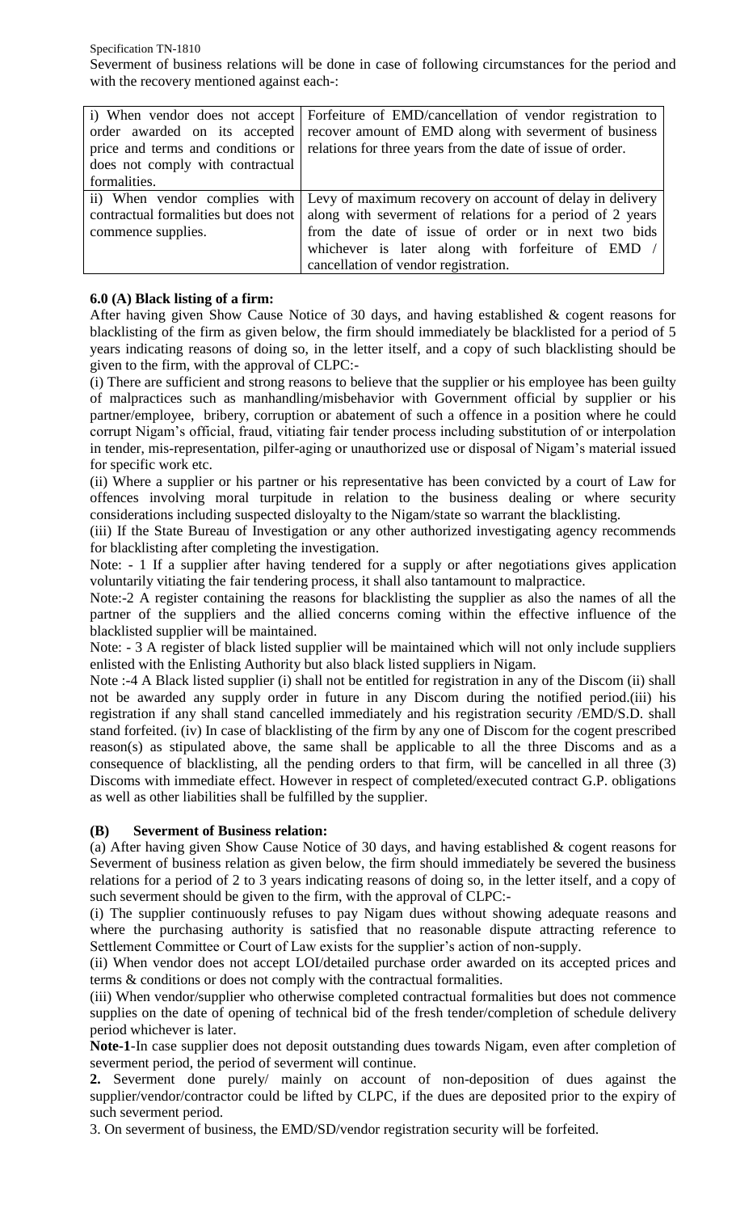Specification TN-1810

Severment of business relations will be done in case of following circumstances for the period and with the recovery mentioned against each-:

| | |
|---|---|
| i) When vendor does not accept order awarded on its accepted price and terms and conditions or does not comply with contractual formalities. | Forfeiture of EMD/cancellation of vendor registration to recover amount of EMD along with severment of business relations for three years from the date of issue of order. |
| ii) When vendor complies with contractual formalities but does not commence supplies. | Levy of maximum recovery on account of delay in delivery along with severment of relations for a period of 2 years from the date of issue of order or in next two bids whichever is later along with forfeiture of EMD / cancellation of vendor registration. |

**6.0 (A) Black listing of a firm:**

After having given Show Cause Notice of 30 days, and having established & cogent reasons for blacklisting of the firm as given below, the firm should immediately be blacklisted for a period of 5 years indicating reasons of doing so, in the letter itself, and a copy of such blacklisting should be given to the firm, with the approval of CLPC:-

(i) There are sufficient and strong reasons to believe that the supplier or his employee has been guilty of malpractices such as manhandling/misbehavior with Government official by supplier or his partner/employee, bribery, corruption or abatement of such a offence in a position where he could corrupt Nigam's official, fraud, vitiating fair tender process including substitution of or interpolation in tender, mis-representation, pilfer-aging or unauthorized use or disposal of Nigam's material issued for specific work etc.

(ii) Where a supplier or his partner or his representative has been convicted by a court of Law for offences involving moral turpitude in relation to the business dealing or where security considerations including suspected disloyalty to the Nigam/state so warrant the blacklisting.

(iii) If the State Bureau of Investigation or any other authorized investigating agency recommends for blacklisting after completing the investigation.

Note: - 1 If a supplier after having tendered for a supply or after negotiations gives application voluntarily vitiating the fair tendering process, it shall also tantamount to malpractice.

Note:-2 A register containing the reasons for blacklisting the supplier as also the names of all the partner of the suppliers and the allied concerns coming within the effective influence of the blacklisted supplier will be maintained.

Note: - 3 A register of black listed supplier will be maintained which will not only include suppliers enlisted with the Enlisting Authority but also black listed suppliers in Nigam.

Note :-4 A Black listed supplier (i) shall not be entitled for registration in any of the Discom (ii) shall not be awarded any supply order in future in any Discom during the notified period.(iii) his registration if any shall stand cancelled immediately and his registration security /EMD/S.D. shall stand forfeited. (iv) In case of blacklisting of the firm by any one of Discom for the cogent prescribed reason(s) as stipulated above, the same shall be applicable to all the three Discoms and as a consequence of blacklisting, all the pending orders to that firm, will be cancelled in all three (3) Discoms with immediate effect. However in respect of completed/executed contract G.P. obligations as well as other liabilities shall be fulfilled by the supplier.

**(B) Severment of Business relation:**

(a) After having given Show Cause Notice of 30 days, and having established & cogent reasons for Severment of business relation as given below, the firm should immediately be severed the business relations for a period of 2 to 3 years indicating reasons of doing so, in the letter itself, and a copy of such severment should be given to the firm, with the approval of CLPC:-

(i) The supplier continuously refuses to pay Nigam dues without showing adequate reasons and where the purchasing authority is satisfied that no reasonable dispute attracting reference to Settlement Committee or Court of Law exists for the supplier's action of non-supply.

(ii) When vendor does not accept LOI/detailed purchase order awarded on its accepted prices and terms & conditions or does not comply with the contractual formalities.

(iii) When vendor/supplier who otherwise completed contractual formalities but does not commence supplies on the date of opening of technical bid of the fresh tender/completion of schedule delivery period whichever is later.

**Note-1**-In case supplier does not deposit outstanding dues towards Nigam, even after completion of severment period, the period of severment will continue.

**2.** Severment done purely/ mainly on account of non-deposition of dues against the supplier/vendor/contractor could be lifted by CLPC, if the dues are deposited prior to the expiry of such severment period.

3. On severment of business, the EMD/SD/vendor registration security will be forfeited.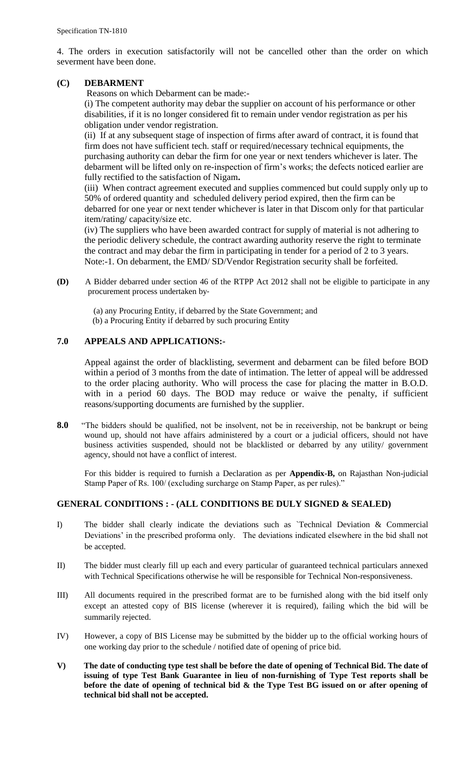4. The orders in execution satisfactorily will not be cancelled other than the order on which severment have been done.

**(C) DEBARMENT**

Reasons on which Debarment can be made:-

(i) The competent authority may debar the supplier on account of his performance or other disabilities, if it is no longer considered fit to remain under vendor registration as per his obligation under vendor registration.

(ii) If at any subsequent stage of inspection of firms after award of contract, it is found that firm does not have sufficient tech. staff or required/necessary technical equipments, the purchasing authority can debar the firm for one year or next tenders whichever is later. The debarment will be lifted only on re-inspection of firm's works; the defects noticed earlier are fully rectified to the satisfaction of Nigam**.**

(iii) When contract agreement executed and supplies commenced but could supply only up to 50% of ordered quantity and scheduled delivery period expired, then the firm can be debarred for one year or next tender whichever is later in that Discom only for that particular item/rating/ capacity/size etc.

(iv) The suppliers who have been awarded contract for supply of material is not adhering to the periodic delivery schedule, the contract awarding authority reserve the right to terminate the contract and may debar the firm in participating in tender for a period of 2 to 3 years.

Note:-1. On debarment, the EMD/ SD/Vendor Registration security shall be forfeited.

**(D)** A Bidder debarred under section 46 of the RTPP Act 2012 shall not be eligible to participate in any procurement process undertaken by-

(a) any Procuring Entity, if debarred by the State Government; and
(b) a Procuring Entity if debarred by such procuring Entity

## 7.0 APPEALS AND APPLICATIONS:-

Appeal against the order of blacklisting, severment and debarment can be filed before BOD within a period of 3 months from the date of intimation. The letter of appeal will be addressed to the order placing authority. Who will process the case for placing the matter in B.O.D. with in a period 60 days. The BOD may reduce or waive the penalty, if sufficient reasons/supporting documents are furnished by the supplier.

**8.0** "The bidders should be qualified, not be insolvent, not be in receivership, not be bankrupt or being wound up, should not have affairs administered by a court or a judicial officers, should not have business activities suspended, should not be blacklisted or debarred by any utility/ government agency, should not have a conflict of interest.

For this bidder is required to furnish a Declaration as per **Appendix-B,** on Rajasthan Non-judicial Stamp Paper of Rs. 100/ (excluding surcharge on Stamp Paper, as per rules)."

## GENERAL CONDITIONS : - (ALL CONDITIONS BE DULY SIGNED & SEALED)

I) The bidder shall clearly indicate the deviations such as `Technical Deviation & Commercial Deviations' in the prescribed proforma only. The deviations indicated elsewhere in the bid shall not be accepted.

II) The bidder must clearly fill up each and every particular of guaranteed technical particulars annexed with Technical Specifications otherwise he will be responsible for Technical Non-responsiveness.

III) All documents required in the prescribed format are to be furnished along with the bid itself only except an attested copy of BIS license (wherever it is required), failing which the bid will be summarily rejected.

IV) However, a copy of BIS License may be submitted by the bidder up to the official working hours of one working day prior to the schedule / notified date of opening of price bid.

**V) The date of conducting type test shall be before the date of opening of Technical Bid. The date of issuing of type Test Bank Guarantee in lieu of non-furnishing of Type Test reports shall be before the date of opening of technical bid & the Type Test BG issued on or after opening of technical bid shall not be accepted.**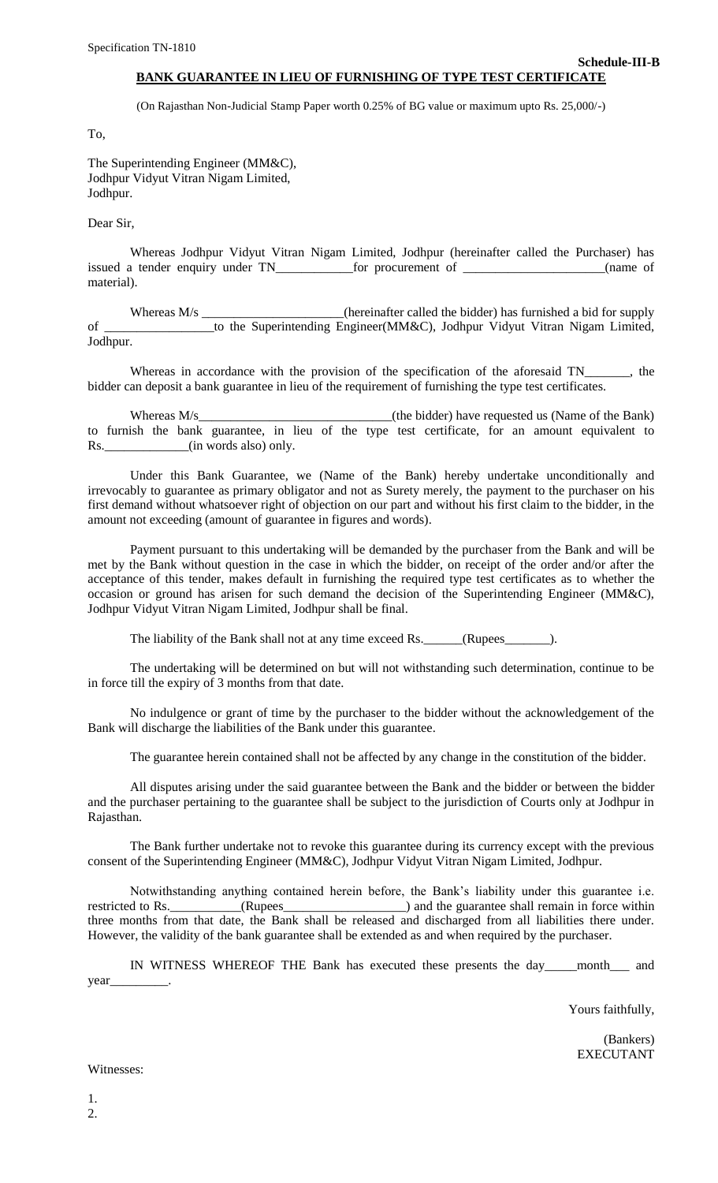**Schedule-III-B**

**BANK GUARANTEE IN LIEU OF FURNISHING OF TYPE TEST CERTIFICATE**

(On Rajasthan Non-Judicial Stamp Paper worth 0.25% of BG value or maximum upto Rs. 25,000/-)

To,

The Superintending Engineer (MM&C),
Jodhpur Vidyut Vitran Nigam Limited,
Jodhpur.

Dear Sir,

Whereas Jodhpur Vidyut Vitran Nigam Limited, Jodhpur (hereinafter called the Purchaser) has issued a tender enquiry under TN___________for procurement of _____________________(name of material).

Whereas M/s _____________________(hereinafter called the bidder) has furnished a bid for supply of ________________to the Superintending Engineer(MM&C), Jodhpur Vidyut Vitran Nigam Limited, Jodhpur.

Whereas in accordance with the provision of the specification of the aforesaid TN_______, the bidder can deposit a bank guarantee in lieu of the requirement of furnishing the type test certificates.

Whereas M/s_____________________________(the bidder) have requested us (Name of the Bank) to furnish the bank guarantee, in lieu of the type test certificate, for an amount equivalent to Rs.____________(in words also) only.

Under this Bank Guarantee, we (Name of the Bank) hereby undertake unconditionally and irrevocably to guarantee as primary obligator and not as Surety merely, the payment to the purchaser on his first demand without whatsoever right of objection on our part and without his first claim to the bidder, in the amount not exceeding (amount of guarantee in figures and words).

Payment pursuant to this undertaking will be demanded by the purchaser from the Bank and will be met by the Bank without question in the case in which the bidder, on receipt of the order and/or after the acceptance of this tender, makes default in furnishing the required type test certificates as to whether the occasion or ground has arisen for such demand the decision of the Superintending Engineer (MM&C), Jodhpur Vidyut Vitran Nigam Limited, Jodhpur shall be final.

The liability of the Bank shall not at any time exceed Rs.______(Rupees_______).

The undertaking will be determined on but will not withstanding such determination, continue to be in force till the expiry of 3 months from that date.

No indulgence or grant of time by the purchaser to the bidder without the acknowledgement of the Bank will discharge the liabilities of the Bank under this guarantee.

The guarantee herein contained shall not be affected by any change in the constitution of the bidder.

All disputes arising under the said guarantee between the Bank and the bidder or between the bidder and the purchaser pertaining to the guarantee shall be subject to the jurisdiction of Courts only at Jodhpur in Rajasthan.

The Bank further undertake not to revoke this guarantee during its currency except with the previous consent of the Superintending Engineer (MM&C), Jodhpur Vidyut Vitran Nigam Limited, Jodhpur.

Notwithstanding anything contained herein before, the Bank's liability under this guarantee i.e. restricted to Rs.__________(Rupees__________________) and the guarantee shall remain in force within three months from that date, the Bank shall be released and discharged from all liabilities there under. However, the validity of the bank guarantee shall be extended as and when required by the purchaser.

IN WITNESS WHEREOF THE Bank has executed these presents the day_____month___ and year_________.

Yours faithfully,

(Bankers)
EXECUTANT

Witnesses:

1.
2.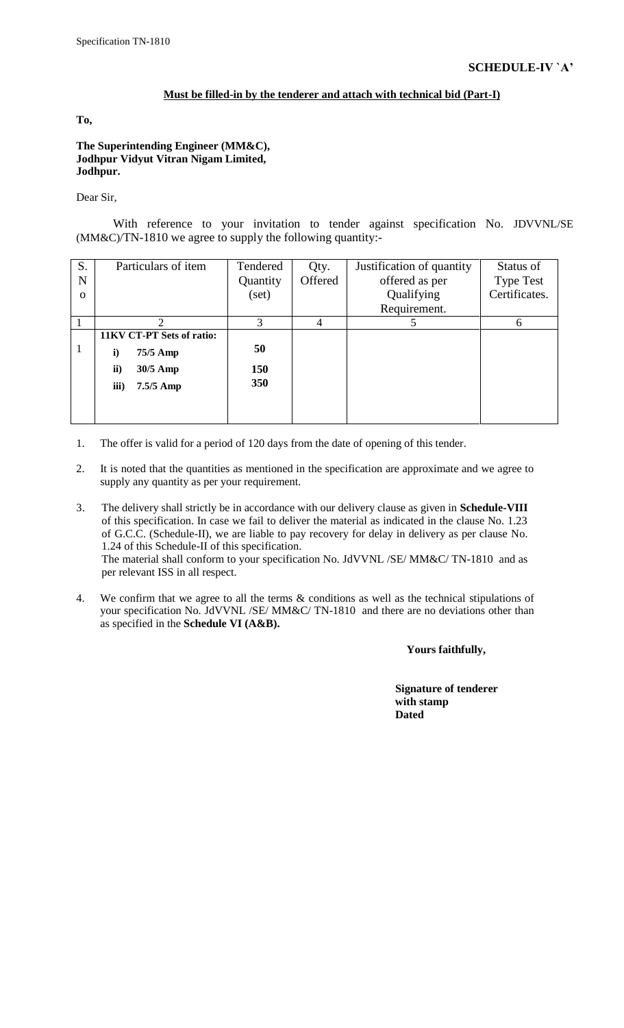**SCHEDULE-IV `A'**

**Must be filled-in by the tenderer and attach with technical bid (Part-I)**

**To,**

**The Superintending Engineer (MM&C),**
**Jodhpur Vidyut Vitran Nigam Limited,**
**Jodhpur.**

Dear Sir,

With reference to your invitation to tender against specification No. JDVVNL/SE (MM&C)/TN-1810 we agree to supply the following quantity:-

| S. No | Particulars of item | Tendered Quantity (set) | Qty. Offered | Justification of quantity offered as per Qualifying Requirement. | Status of Type Test Certificates. |
|---|---|---|---|---|---|
| 1 | 2 | 3 | 4 | 5 | 6 |
| 1 | **11KV CT-PT Sets of ratio:**<br>**i) 75/5 Amp**<br>**ii) 30/5 Amp**<br>**iii) 7.5/5 Amp** | <br>**50**<br>**150**<br>**350** | | | |

1. The offer is valid for a period of 120 days from the date of opening of this tender.

2. It is noted that the quantities as mentioned in the specification are approximate and we agree to supply any quantity as per your requirement.

3. The delivery shall strictly be in accordance with our delivery clause as given in **Schedule-VIII** of this specification. In case we fail to deliver the material as indicated in the clause No. 1.23 of G.C.C. (Schedule-II), we are liable to pay recovery for delay in delivery as per clause No. 1.24 of this Schedule-II of this specification.
   The material shall conform to your specification No. JdVVNL /SE/ MM&C/ TN-1810 and as per relevant ISS in all respect.

4. We confirm that we agree to all the terms & conditions as well as the technical stipulations of your specification No. JdVVNL /SE/ MM&C/ TN-1810 and there are no deviations other than as specified in the **Schedule VI (A&B).**

**Yours faithfully,**

**Signature of tenderer**
**with stamp**
**Dated**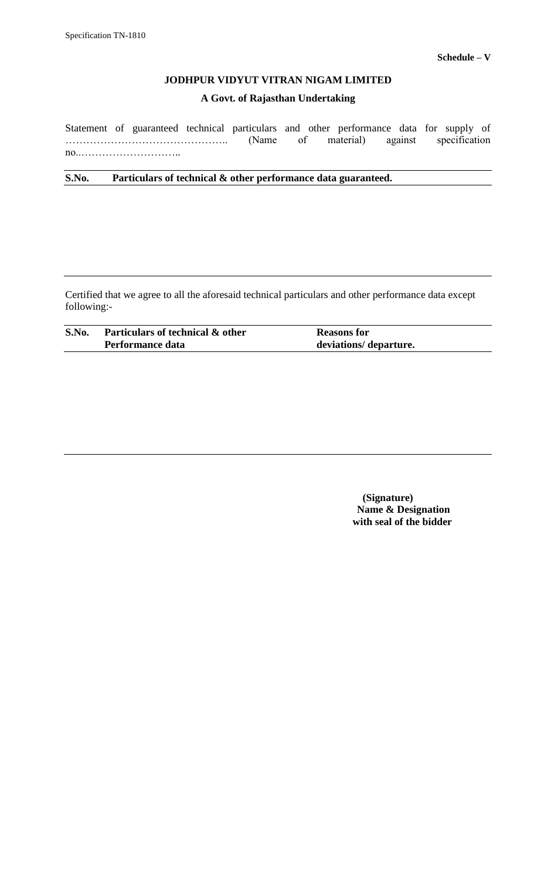**Schedule – V**

**JODHPUR VIDYUT VITRAN NIGAM LIMITED**

**A Govt. of Rajasthan Undertaking**

Statement of guaranteed technical particulars and other performance data for supply of ……………………………………….. (Name of material) against specification no..………………………..

| **S.No.** | **Particulars of technical & other performance data guaranteed.** |
|---|---|
| | |

Certified that we agree to all the aforesaid technical particulars and other performance data except following:-

| **S.No.** | **Particulars of technical & other Performance data** | **Reasons for deviations/ departure.** |
|---|---|---|
| | | |

**(Signature)**
**Name & Designation**
**with seal of the bidder**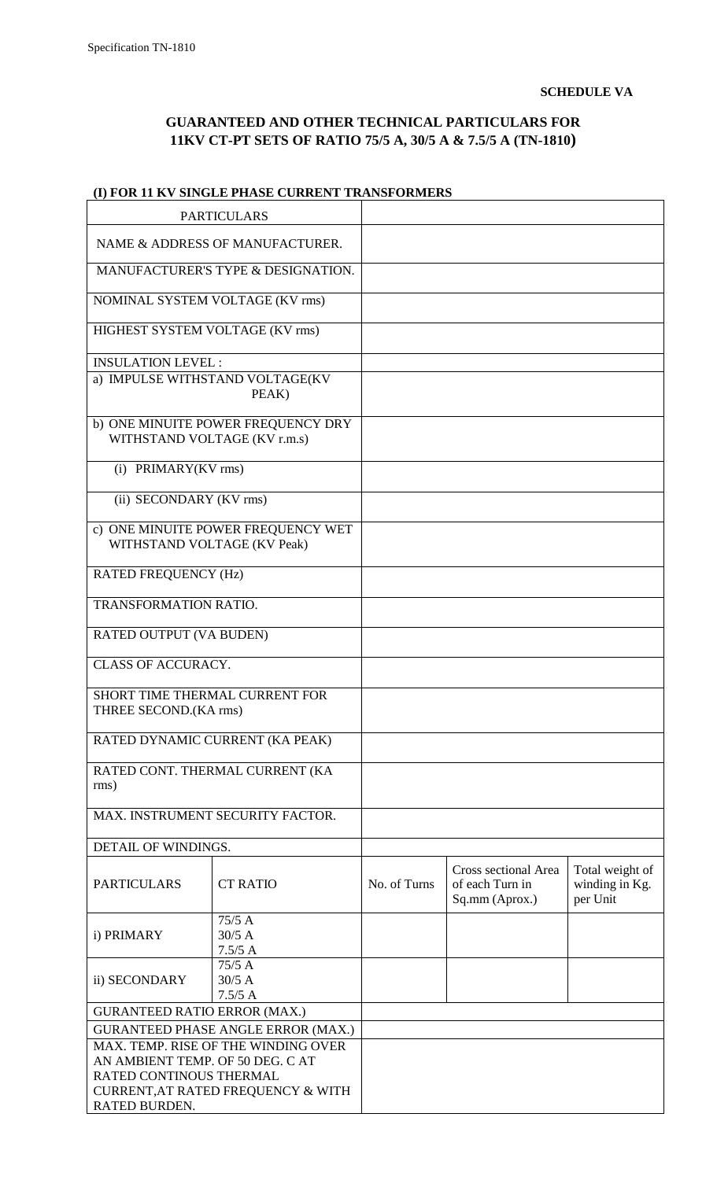**SCHEDULE VA**

## GUARANTEED AND OTHER TECHNICAL PARTICULARS FOR 11KV CT-PT SETS OF RATIO 75/5 A, 30/5 A & 7.5/5 A (TN-1810)

### (I) FOR 11 KV SINGLE PHASE CURRENT TRANSFORMERS

| PARTICULARS | | | | |
|---|---|---|---|---|
| NAME & ADDRESS OF MANUFACTURER. | | | | |
| MANUFACTURER'S TYPE & DESIGNATION. | | | | |
| NOMINAL SYSTEM VOLTAGE (KV rms) | | | | |
| HIGHEST SYSTEM VOLTAGE (KV rms) | | | | |
| INSULATION LEVEL : | | | | |
| a) IMPULSE WITHSTAND VOLTAGE(KV PEAK) | | | | |
| b) ONE MINUITE POWER FREQUENCY DRY WITHSTAND VOLTAGE (KV r.m.s) | | | | |
| (i) PRIMARY(KV rms) | | | | |
| (ii) SECONDARY (KV rms) | | | | |
| c) ONE MINUITE POWER FREQUENCY WET WITHSTAND VOLTAGE (KV Peak) | | | | |
| RATED FREQUENCY (Hz) | | | | |
| TRANSFORMATION RATIO. | | | | |
| RATED OUTPUT (VA BUDEN) | | | | |
| CLASS OF ACCURACY. | | | | |
| SHORT TIME THERMAL CURRENT FOR THREE SECOND.(KA rms) | | | | |
| RATED DYNAMIC CURRENT (KA PEAK) | | | | |
| RATED CONT. THERMAL CURRENT (KA rms) | | | | |
| MAX. INSTRUMENT SECURITY FACTOR. | | | | |
| DETAIL OF WINDINGS. | | | | |
| PARTICULARS | CT RATIO | No. of Turns | Cross sectional Area of each Turn in Sq.mm (Aprox.) | Total weight of winding in Kg. per Unit |
| i) PRIMARY | 75/5 A<br>30/5 A<br>7.5/5 A | | | |
| ii) SECONDARY | 75/5 A<br>30/5 A<br>7.5/5 A | | | |
| GURANTEED RATIO ERROR (MAX.) | | | | |
| GURANTEED PHASE ANGLE ERROR (MAX.) | | | | |
| MAX. TEMP. RISE OF THE WINDING OVER AN AMBIENT TEMP. OF 50 DEG. C AT RATED CONTINOUS THERMAL CURRENT,AT RATED FREQUENCY & WITH RATED BURDEN. | | | | |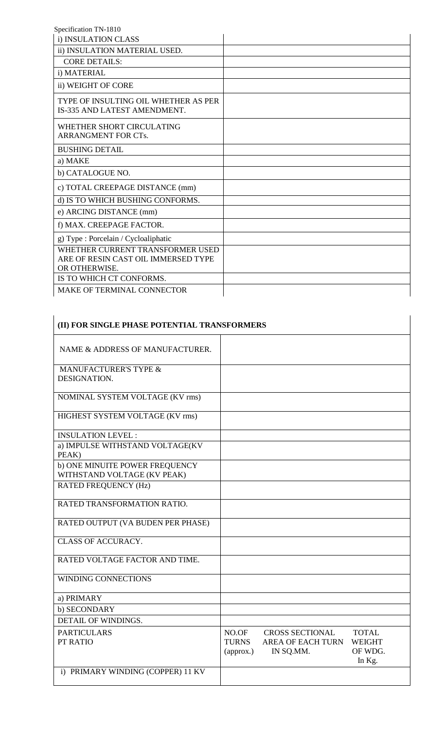| | |
|---|---|
| i) INSULATION CLASS | |
| ii) INSULATION MATERIAL USED. | |
| CORE DETAILS: | |
| i) MATERIAL | |
| ii) WEIGHT OF CORE | |
| TYPE OF INSULTING OIL WHETHER AS PER IS-335 AND LATEST AMENDMENT. | |
| WHETHER SHORT CIRCULATING ARRANGMENT FOR CTs. | |
| BUSHING DETAIL | |
| a) MAKE | |
| b) CATALOGUE NO. | |
| c) TOTAL CREEPAGE DISTANCE (mm) | |
| d) IS TO WHICH BUSHING CONFORMS. | |
| e) ARCING DISTANCE (mm) | |
| f) MAX. CREEPAGE FACTOR. | |
| g) Type : Porcelain / Cycloaliphatic | |
| WHETHER CURRENT TRANSFORMER USED ARE OF RESIN CAST OIL IMMERSED TYPE OR OTHERWISE. | |
| IS TO WHICH CT CONFORMS. | |
| MAKE OF TERMINAL CONNECTOR | |

| **(II) FOR SINGLE PHASE POTENTIAL TRANSFORMERS** | | | |
|---|---|---|---|
| NAME & ADDRESS OF MANUFACTURER. | | | |
| MANUFACTURER'S TYPE & DESIGNATION. | | | |
| NOMINAL SYSTEM VOLTAGE (KV rms) | | | |
| HIGHEST SYSTEM VOLTAGE (KV rms) | | | |
| INSULATION LEVEL : | | | |
| a) IMPULSE WITHSTAND VOLTAGE(KV PEAK) | | | |
| b) ONE MINUITE POWER FREQUENCY WITHSTAND VOLTAGE (KV PEAK) | | | |
| RATED FREQUENCY (Hz) | | | |
| RATED TRANSFORMATION RATIO. | | | |
| RATED OUTPUT (VA BUDEN PER PHASE) | | | |
| CLASS OF ACCURACY. | | | |
| RATED VOLTAGE FACTOR AND TIME. | | | |
| WINDING CONNECTIONS | | | |
| a) PRIMARY | | | |
| b) SECONDARY | | | |
| DETAIL OF WINDINGS. | | | |
| PARTICULARS<br>PT RATIO | NO.OF TURNS (approx.) | CROSS SECTIONAL AREA OF EACH TURN IN SQ.MM. | TOTAL WEIGHT OF WDG. In Kg. |
| i) PRIMARY WINDING (COPPER) 11 KV | | | |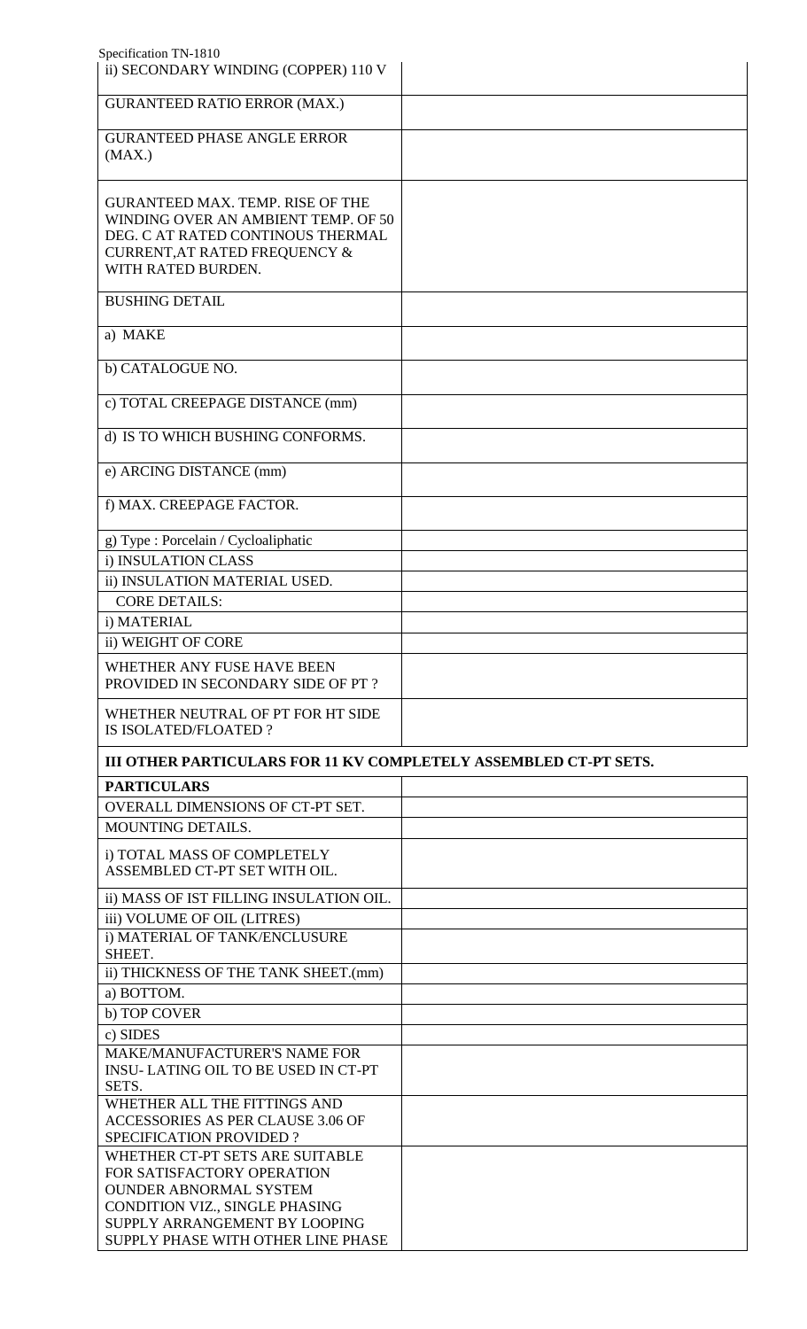| | |
|---|---|
| ii) SECONDARY WINDING (COPPER) 110 V | |
| GURANTEED RATIO ERROR (MAX.) | |
| GURANTEED PHASE ANGLE ERROR (MAX.) | |
| GURANTEED MAX. TEMP. RISE OF THE WINDING OVER AN AMBIENT TEMP. OF 50 DEG. C AT RATED CONTINOUS THERMAL CURRENT,AT RATED FREQUENCY & WITH RATED BURDEN. | |
| BUSHING DETAIL | |
| a) MAKE | |
| b) CATALOGUE NO. | |
| c) TOTAL CREEPAGE DISTANCE (mm) | |
| d) IS TO WHICH BUSHING CONFORMS. | |
| e) ARCING DISTANCE (mm) | |
| f) MAX. CREEPAGE FACTOR. | |
| g) Type : Porcelain / Cycloaliphatic | |
| i) INSULATION CLASS | |
| ii) INSULATION MATERIAL USED. | |
| CORE DETAILS: | |
| i) MATERIAL | |
| ii) WEIGHT OF CORE | |
| WHETHER ANY FUSE HAVE BEEN PROVIDED IN SECONDARY SIDE OF PT ? | |
| WHETHER NEUTRAL OF PT FOR HT SIDE IS ISOLATED/FLOATED ? | |

**III OTHER PARTICULARS FOR 11 KV COMPLETELY ASSEMBLED CT-PT SETS.**

| PARTICULARS | |
|---|---|
| OVERALL DIMENSIONS OF CT-PT SET. | |
| MOUNTING DETAILS. | |
| i) TOTAL MASS OF COMPLETELY ASSEMBLED CT-PT SET WITH OIL. | |
| ii) MASS OF IST FILLING INSULATION OIL. | |
| iii) VOLUME OF OIL (LITRES) | |
| i) MATERIAL OF TANK/ENCLUSURE SHEET. | |
| ii) THICKNESS OF THE TANK SHEET.(mm) | |
| a) BOTTOM. | |
| b) TOP COVER | |
| c) SIDES | |
| MAKE/MANUFACTURER'S NAME FOR INSU- LATING OIL TO BE USED IN CT-PT SETS. | |
| WHETHER ALL THE FITTINGS AND ACCESSORIES AS PER CLAUSE 3.06 OF SPECIFICATION PROVIDED ? | |
| WHETHER CT-PT SETS ARE SUITABLE FOR SATISFACTORY OPERATION OUNDER ABNORMAL SYSTEM CONDITION VIZ., SINGLE PHASING SUPPLY ARRANGEMENT BY LOOPING SUPPLY PHASE WITH OTHER LINE PHASE | |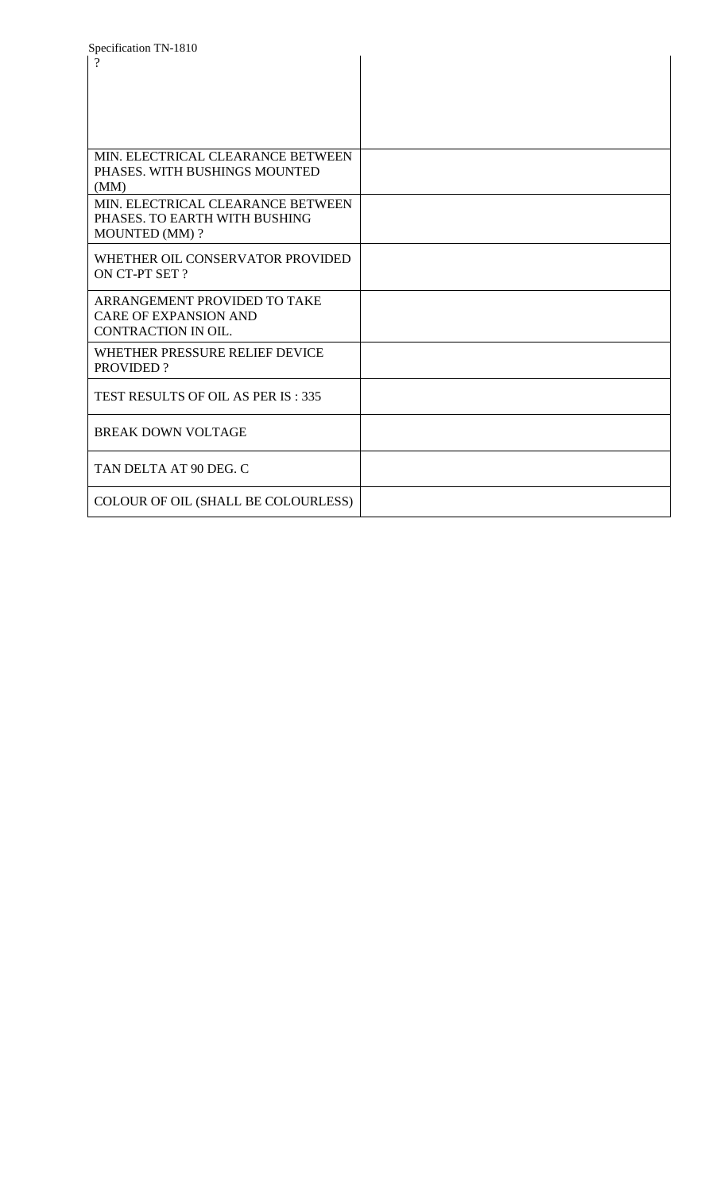| ? | |
|---|---|
| MIN. ELECTRICAL CLEARANCE BETWEEN PHASES. WITH BUSHINGS MOUNTED (MM) | |
| MIN. ELECTRICAL CLEARANCE BETWEEN PHASES. TO EARTH WITH BUSHING MOUNTED (MM) ? | |
| WHETHER OIL CONSERVATOR PROVIDED ON CT-PT SET ? | |
| ARRANGEMENT PROVIDED TO TAKE CARE OF EXPANSION AND CONTRACTION IN OIL. | |
| WHETHER PRESSURE RELIEF DEVICE PROVIDED ? | |
| TEST RESULTS OF OIL AS PER IS : 335 | |
| BREAK DOWN VOLTAGE | |
| TAN DELTA AT 90 DEG. C | |
| COLOUR OF OIL (SHALL BE COLOURLESS) | |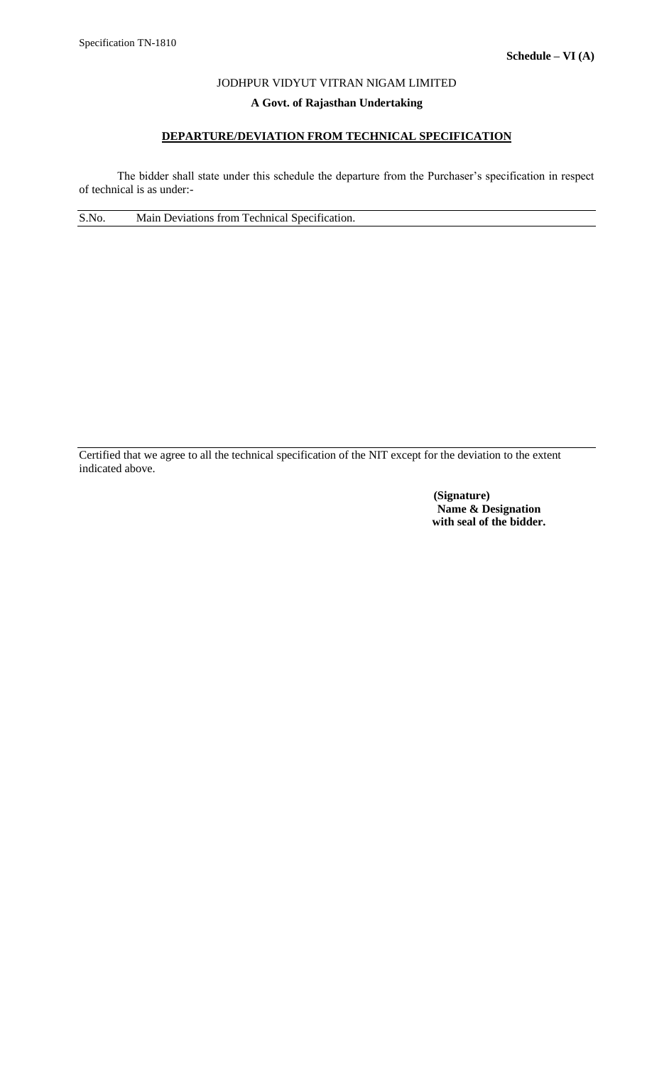**Schedule – VI (A)**

JODHPUR VIDYUT VITRAN NIGAM LIMITED

**A Govt. of Rajasthan Undertaking**

**DEPARTURE/DEVIATION FROM TECHNICAL SPECIFICATION**

The bidder shall state under this schedule the departure from the Purchaser's specification in respect of technical is as under:-

| S.No. | Main Deviations from Technical Specification. |
|---|---|
| | |

Certified that we agree to all the technical specification of the NIT except for the deviation to the extent indicated above.

**(Signature)**
**Name & Designation**
**with seal of the bidder.**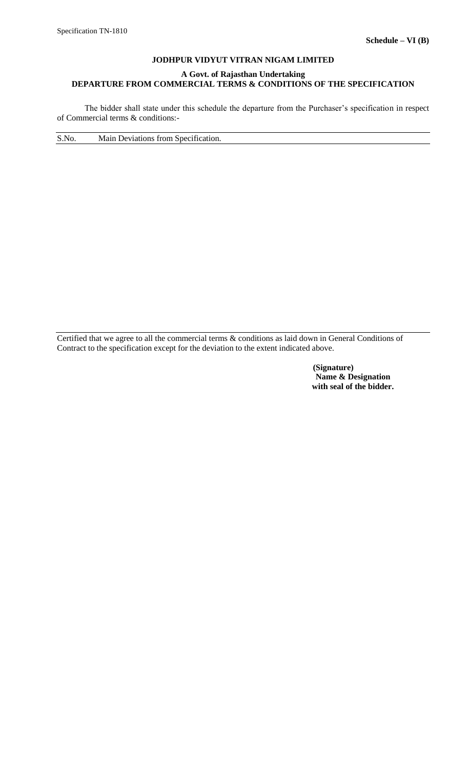**Schedule – VI (B)**

## JODHPUR VIDYUT VITRAN NIGAM LIMITED

### A Govt. of Rajasthan Undertaking

### DEPARTURE FROM COMMERCIAL TERMS & CONDITIONS OF THE SPECIFICATION

The bidder shall state under this schedule the departure from the Purchaser's specification in respect of Commercial terms & conditions:-

| S.No. | Main Deviations from Specification. |
|---|---|
| | |

Certified that we agree to all the commercial terms & conditions as laid down in General Conditions of Contract to the specification except for the deviation to the extent indicated above.

**(Signature)**
**Name & Designation**
**with seal of the bidder.**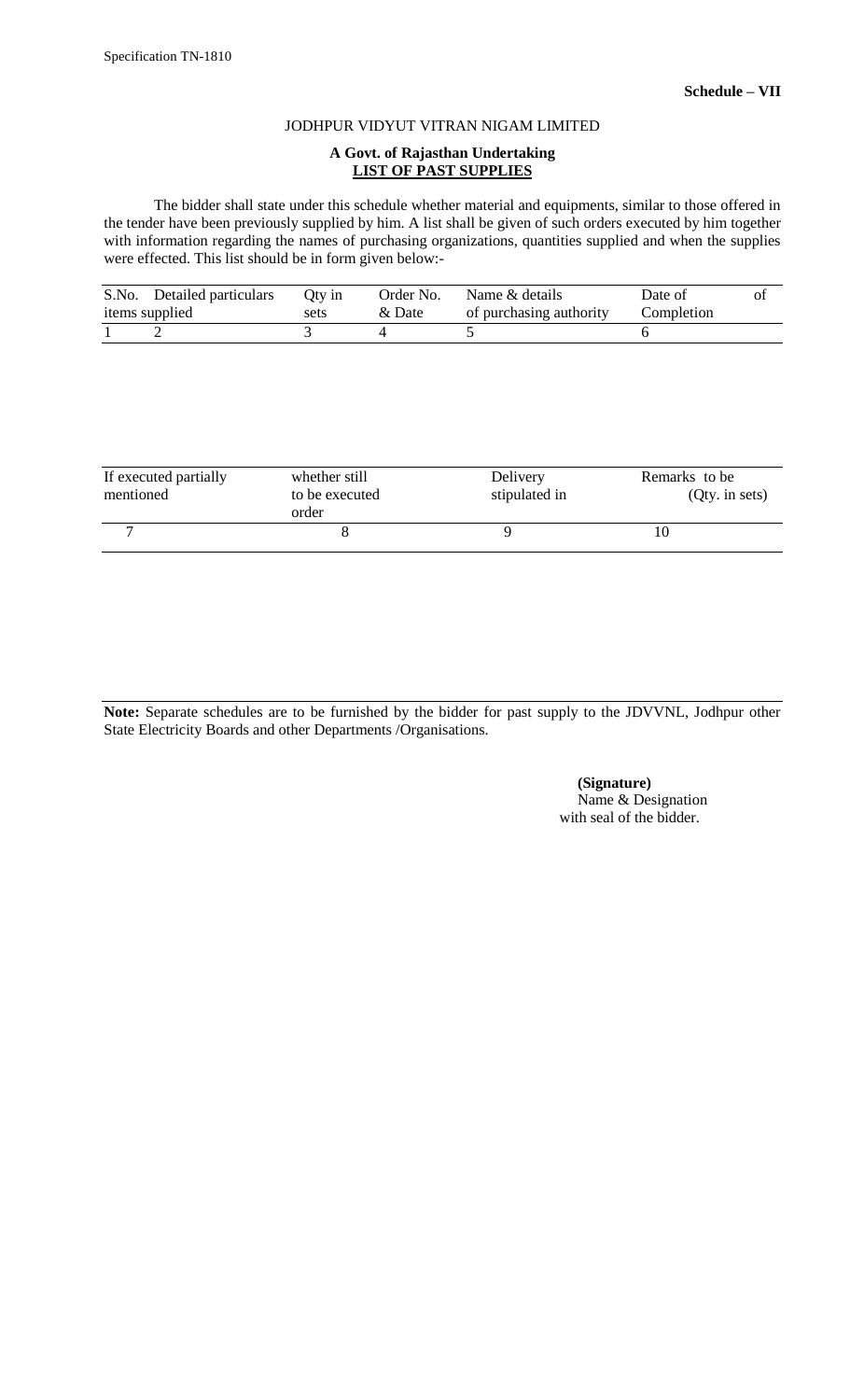Specification TN-1810

**Schedule – VII**

JODHPUR VIDYUT VITRAN NIGAM LIMITED

**A Govt. of Rajasthan Undertaking**

**LIST OF PAST SUPPLIES**

The bidder shall state under this schedule whether material and equipments, similar to those offered in the tender have been previously supplied by him. A list shall be given of such orders executed by him together with information regarding the names of purchasing organizations, quantities supplied and when the supplies were effected. This list should be in form given below:-

| S.No. | Detailed particulars items supplied | Qty in sets | Order No. & Date | Name & details of purchasing authority | Date of Completion | of |
|---|---|---|---|---|---|---|
| 1 | 2 | 3 | 4 | 5 | 6 | |

| If executed partially mentioned | whether still to be executed order | Delivery stipulated in | Remarks to be (Qty. in sets) |
|---|---|---|---|
| 7 | 8 | 9 | 10 |

**Note:** Separate schedules are to be furnished by the bidder for past supply to the JDVVNL, Jodhpur other State Electricity Boards and other Departments /Organisations.

**(Signature)**
Name & Designation
with seal of the bidder.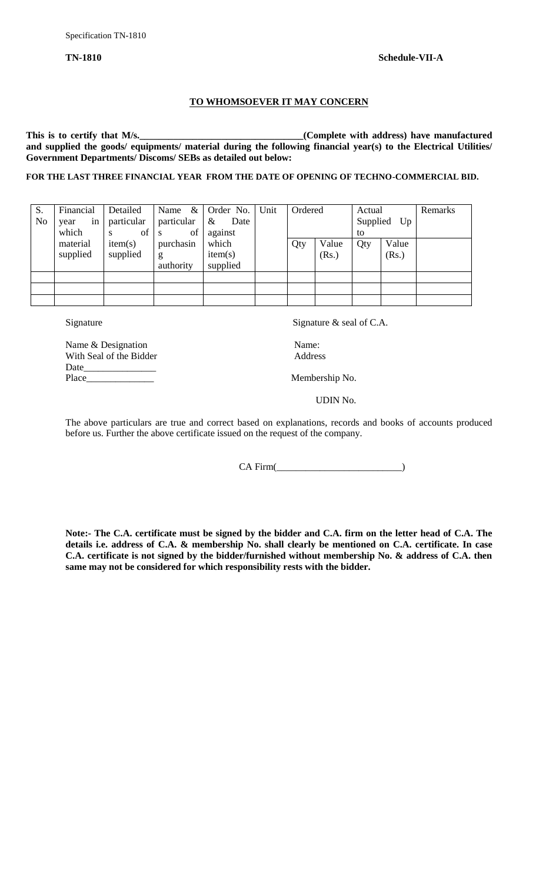**TN-1810** **Schedule-VII-A**

**TO WHOMSOEVER IT MAY CONCERN**

**This is to certify that M/s.__________________________________(Complete with address) have manufactured and supplied the goods/ equipments/ material during the following financial year(s) to the Electrical Utilities/ Government Departments/ Discoms/ SEBs as detailed out below:**

**FOR THE LAST THREE FINANCIAL YEAR FROM THE DATE OF OPENING OF TECHNO-COMMERCIAL BID.**

| S. No | Financial year in which material supplied | Detailed particulars of item(s) supplied | Name & particulars of purchasing authority | Order No. & Date against which item(s) supplied | Unit | Ordered | | Actual Supplied Up to | | Remarks |
|---|---|---|---|---|---|---|---|---|---|---|
| | | | | | | Qty | Value (Rs.) | Qty | Value (Rs.) | |
| | | | | | | | | | | |
| | | | | | | | | | | |
| | | | | | | | | | | |

Signature

Name & Designation
With Seal of the Bidder
Date_______________
Place______________

Signature & seal of C.A.

Name:
Address

Membership No.

UDIN No.

The above particulars are true and correct based on explanations, records and books of accounts produced before us. Further the above certificate issued on the request of the company.

CA Firm(__________________________)

**Note:- The C.A. certificate must be signed by the bidder and C.A. firm on the letter head of C.A. The details i.e. address of C.A. & membership No. shall clearly be mentioned on C.A. certificate. In case C.A. certificate is not signed by the bidder/furnished without membership No. & address of C.A. then same may not be considered for which responsibility rests with the bidder.**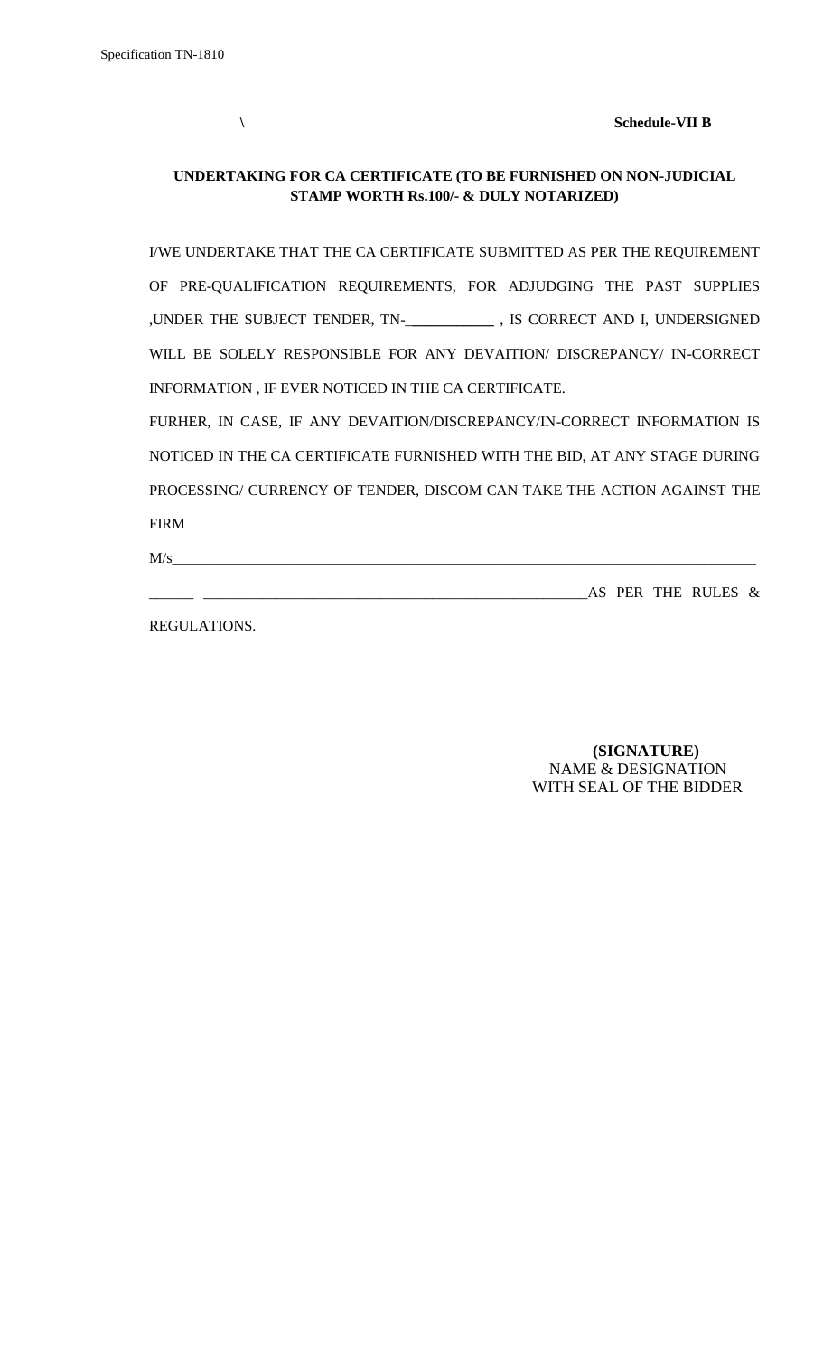\                                                                 **Schedule-VII B**

**UNDERTAKING FOR CA CERTIFICATE (TO BE FURNISHED ON NON-JUDICIAL STAMP WORTH Rs.100/- & DULY NOTARIZED)**

I/WE UNDERTAKE THAT THE CA CERTIFICATE SUBMITTED AS PER THE REQUIREMENT OF PRE-QUALIFICATION REQUIREMENTS, FOR ADJUDGING THE PAST SUPPLIES ,UNDER THE SUBJECT TENDER, TN-___________ , IS CORRECT AND I, UNDERSIGNED WILL BE SOLELY RESPONSIBLE FOR ANY DEVAITION/ DISCREPANCY/ IN-CORRECT INFORMATION , IF EVER NOTICED IN THE CA CERTIFICATE.

FURHER, IN CASE, IF ANY DEVAITION/DISCREPANCY/IN-CORRECT INFORMATION IS NOTICED IN THE CA CERTIFICATE FURNISHED WITH THE BID, AT ANY STAGE DURING PROCESSING/ CURRENCY OF TENDER, DISCOM CAN TAKE THE ACTION AGAINST THE FIRM

M/s_______________________________________________________________________________

______ _____________________________________________________AS PER THE RULES & REGULATIONS.

**(SIGNATURE)**
NAME & DESIGNATION
WITH SEAL OF THE BIDDER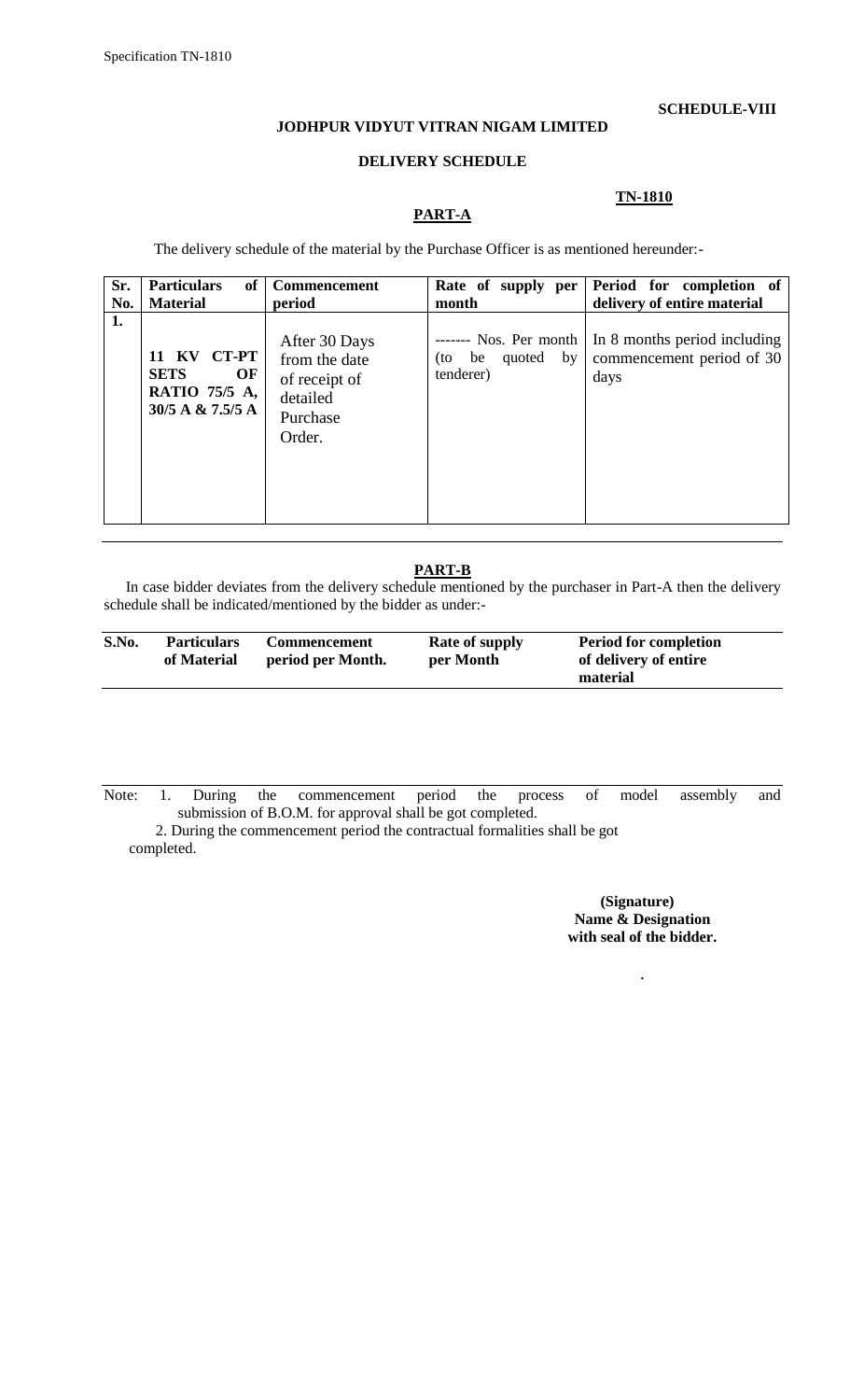**SCHEDULE-VIII**

**JODHPUR VIDYUT VITRAN NIGAM LIMITED**

**DELIVERY SCHEDULE**

**TN-1810**

**PART-A**

The delivery schedule of the material by the Purchase Officer is as mentioned hereunder:-

| Sr. No. | Particulars of Material | Commencement period | Rate of supply per month | Period for completion of delivery of entire material |
|---|---|---|---|---|
| 1. | **11 KV CT-PT SETS OF RATIO 75/5 A, 30/5 A & 7.5/5 A** | After 30 Days from the date of receipt of detailed Purchase Order. | ------- Nos. Per month (to be quoted by tenderer) | In 8 months period including commencement period of 30 days |

**PART-B**

In case bidder deviates from the delivery schedule mentioned by the purchaser in Part-A then the delivery schedule shall be indicated/mentioned by the bidder as under:-

| S.No. | Particulars of Material | Commencement period per Month. | Rate of supply per Month | Period for completion of delivery of entire material |
|---|---|---|---|---|
| | | | | |

Note: 1. During the commencement period the process of model assembly and submission of B.O.M. for approval shall be got completed.

2. During the commencement period the contractual formalities shall be got completed.

**(Signature)**
**Name & Designation**
**with seal of the bidder.**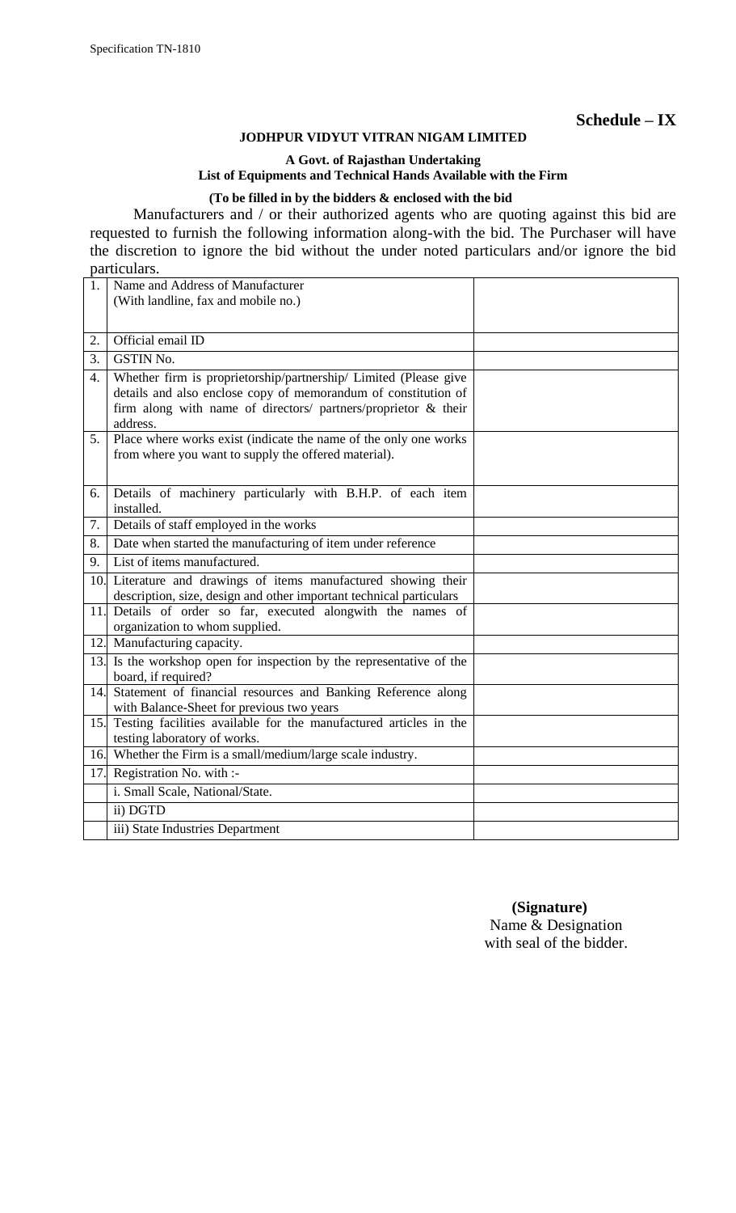**Schedule – IX**

**JODHPUR VIDYUT VITRAN NIGAM LIMITED**

**A Govt. of Rajasthan Undertaking**
**List of Equipments and Technical Hands Available with the Firm**

**(To be filled in by the bidders & enclosed with the bid**

Manufacturers and / or their authorized agents who are quoting against this bid are requested to furnish the following information along-with the bid. The Purchaser will have the discretion to ignore the bid without the under noted particulars and/or ignore the bid particulars.

| | | |
|---|---|---|
| 1. | Name and Address of Manufacturer (With landline, fax and mobile no.) | |
| 2. | Official email ID | |
| 3. | GSTIN No. | |
| 4. | Whether firm is proprietorship/partnership/ Limited (Please give details and also enclose copy of memorandum of constitution of firm along with name of directors/ partners/proprietor & their address. | |
| 5. | Place where works exist (indicate the name of the only one works from where you want to supply the offered material). | |
| 6. | Details of machinery particularly with B.H.P. of each item installed. | |
| 7. | Details of staff employed in the works | |
| 8. | Date when started the manufacturing of item under reference | |
| 9. | List of items manufactured. | |
| 10. | Literature and drawings of items manufactured showing their description, size, design and other important technical particulars | |
| 11. | Details of order so far, executed alongwith the names of organization to whom supplied. | |
| 12. | Manufacturing capacity. | |
| 13. | Is the workshop open for inspection by the representative of the board, if required? | |
| 14. | Statement of financial resources and Banking Reference along with Balance-Sheet for previous two years | |
| 15. | Testing facilities available for the manufactured articles in the testing laboratory of works. | |
| 16. | Whether the Firm is a small/medium/large scale industry. | |
| 17. | Registration No. with :- | |
| | i. Small Scale, National/State. | |
| | ii) DGTD | |
| | iii) State Industries Department | |

**(Signature)**
Name & Designation
with seal of the bidder.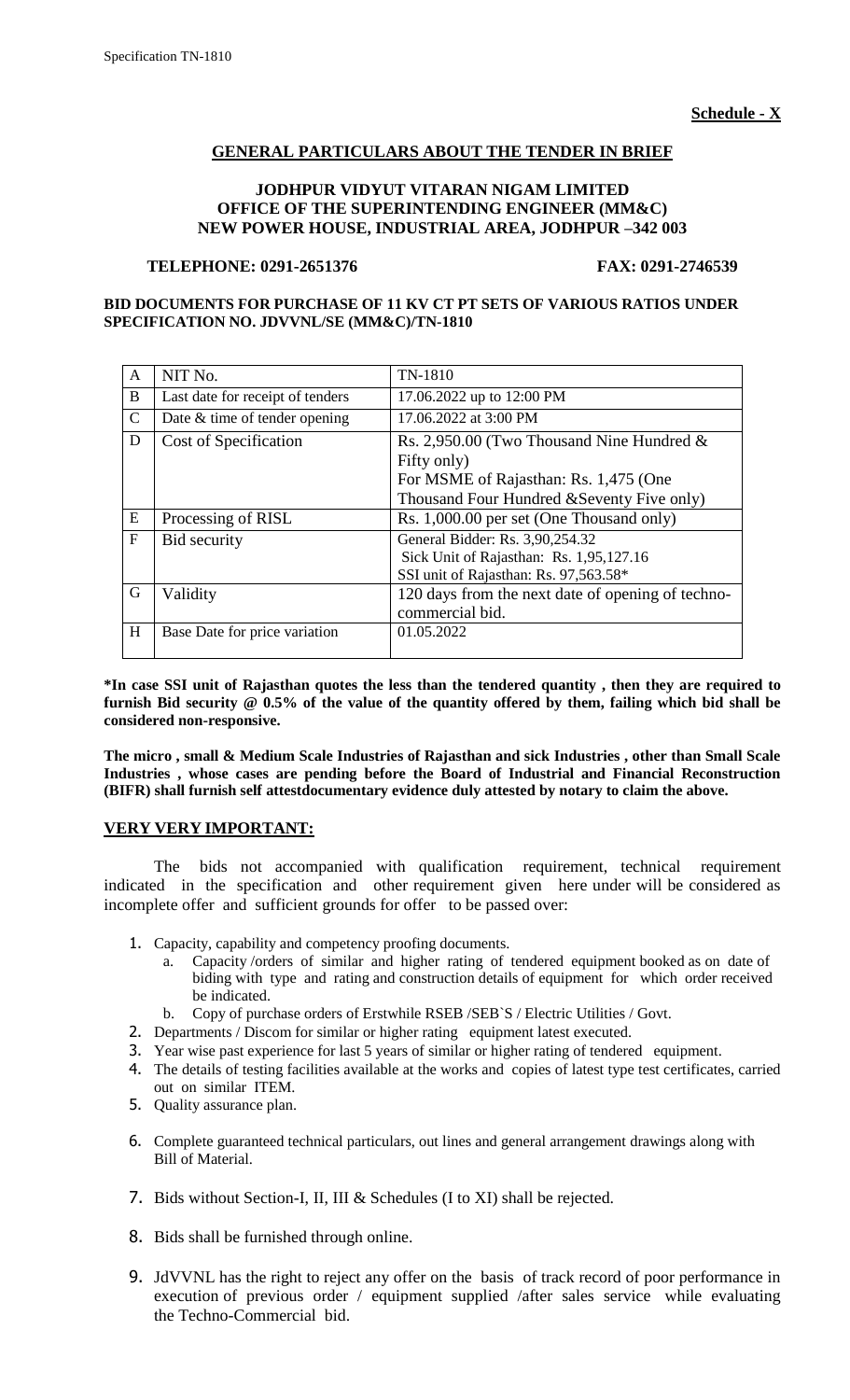**Schedule - X**

## GENERAL PARTICULARS ABOUT THE TENDER IN BRIEF

**JODHPUR VIDYUT VITARAN NIGAM LIMITED**
**OFFICE OF THE SUPERINTENDING ENGINEER (MM&C)**
**NEW POWER HOUSE, INDUSTRIAL AREA, JODHPUR –342 003**

**TELEPHONE: 0291-2651376** **FAX: 0291-2746539**

**BID DOCUMENTS FOR PURCHASE OF 11 KV CT PT SETS OF VARIOUS RATIOS UNDER SPECIFICATION NO. JDVVNL/SE (MM&C)/TN-1810**

| A | NIT No. | TN-1810 |
|---|---|---|
| B | Last date for receipt of tenders | 17.06.2022 up to 12:00 PM |
| C | Date & time of tender opening | 17.06.2022 at 3:00 PM |
| D | Cost of Specification | Rs. 2,950.00 (Two Thousand Nine Hundred & Fifty only)<br>For MSME of Rajasthan: Rs. 1,475 (One Thousand Four Hundred &Seventy Five only) |
| E | Processing of RISL | Rs. 1,000.00 per set (One Thousand only) |
| F | Bid security | General Bidder: Rs. 3,90,254.32<br>Sick Unit of Rajasthan: Rs. 1,95,127.16<br>SSI unit of Rajasthan: Rs. 97,563.58* |
| G | Validity | 120 days from the next date of opening of techno-commercial bid. |
| H | Base Date for price variation | 01.05.2022 |

**\*In case SSI unit of Rajasthan quotes the less than the tendered quantity , then they are required to furnish Bid security @ 0.5% of the value of the quantity offered by them, failing which bid shall be considered non-responsive.**

**The micro , small & Medium Scale Industries of Rajasthan and sick Industries , other than Small Scale Industries , whose cases are pending before the Board of Industrial and Financial Reconstruction (BIFR) shall furnish self attestdocumentary evidence duly attested by notary to claim the above.**

**VERY VERY IMPORTANT:**

The bids not accompanied with qualification requirement, technical requirement indicated in the specification and other requirement given here under will be considered as incomplete offer and sufficient grounds for offer to be passed over:

1. Capacity, capability and competency proofing documents.
   a. Capacity /orders of similar and higher rating of tendered equipment booked as on date of biding with type and rating and construction details of equipment for which order received be indicated.
   b. Copy of purchase orders of Erstwhile RSEB /SEB`S / Electric Utilities / Govt.
2. Departments / Discom for similar or higher rating equipment latest executed.
3. Year wise past experience for last 5 years of similar or higher rating of tendered equipment.
4. The details of testing facilities available at the works and copies of latest type test certificates, carried out on similar ITEM.
5. Quality assurance plan.
6. Complete guaranteed technical particulars, out lines and general arrangement drawings along with Bill of Material.
7. Bids without Section-I, II, III & Schedules (I to XI) shall be rejected.
8. Bids shall be furnished through online.
9. JdVVNL has the right to reject any offer on the basis of track record of poor performance in execution of previous order / equipment supplied /after sales service while evaluating the Techno-Commercial bid.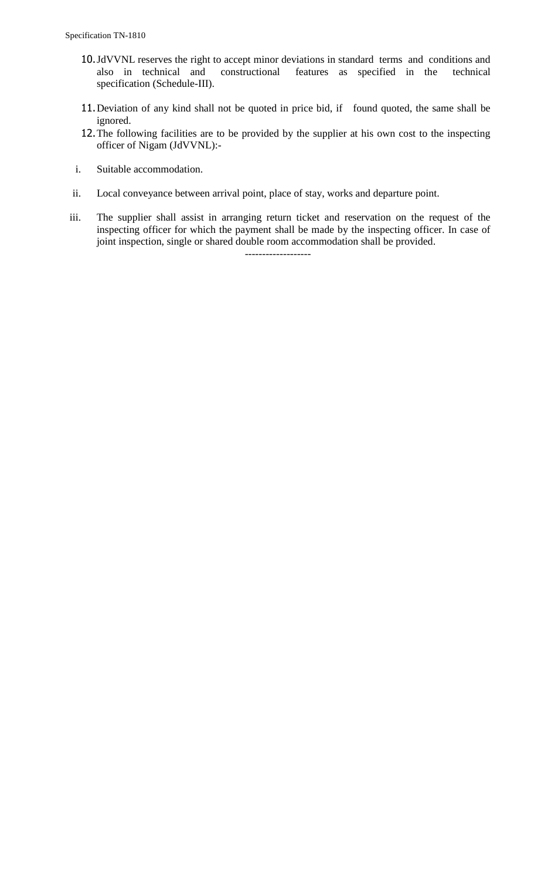10. JdVVNL reserves the right to accept minor deviations in standard terms and conditions and also in technical and constructional features as specified in the technical specification (Schedule-III).

11. Deviation of any kind shall not be quoted in price bid, if found quoted, the same shall be ignored.

12. The following facilities are to be provided by the supplier at his own cost to the inspecting officer of Nigam (JdVVNL):-

    i. Suitable accommodation.

    ii. Local conveyance between arrival point, place of stay, works and departure point.

    iii. The supplier shall assist in arranging return ticket and reservation on the request of the inspecting officer for which the payment shall be made by the inspecting officer. In case of joint inspection, single or shared double room accommodation shall be provided.

-------------------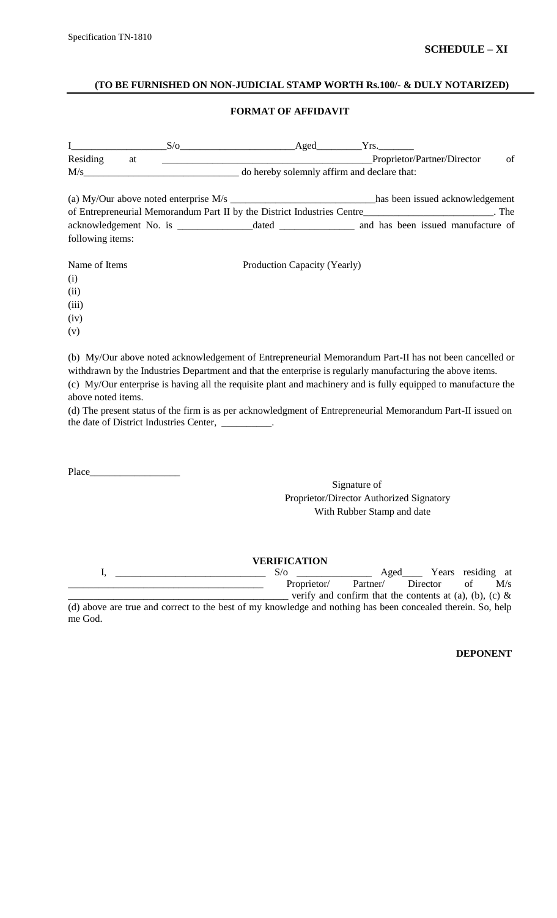**SCHEDULE – XI**

**(TO BE FURNISHED ON NON-JUDICIAL STAMP WORTH Rs.100/- & DULY NOTARIZED)**

**FORMAT OF AFFIDAVIT**

I__________________S/o______________________Aged_________Yrs._______ Residing at _________________________________________Proprietor/Partner/Director of M/s______________________________ do hereby solemnly affirm and declare that:

(a) My/Our above noted enterprise M/s _____________________________has been issued acknowledgement of Entrepreneurial Memorandum Part II by the District Industries Centre_________________________. The acknowledgement No. is _______________dated _______________ and has been issued manufacture of following items:

Name of Items Production Capacity (Yearly)

(i)
(ii)
(iii)
(iv)
(v)

(b) My/Our above noted acknowledgement of Entrepreneurial Memorandum Part-II has not been cancelled or withdrawn by the Industries Department and that the enterprise is regularly manufacturing the above items.

(c) My/Our enterprise is having all the requisite plant and machinery and is fully equipped to manufacture the above noted items.

(d) The present status of the firm is as per acknowledgment of Entrepreneurial Memorandum Part-II issued on the date of District Industries Center, __________.

Place__________________

Signature of
Proprietor/Director Authorized Signatory
With Rubber Stamp and date

**VERIFICATION**

I, ______________________________ S/o _______________ Aged____ Years residing at ______________________________________ Proprietor/ Partner/ Director of M/s ____________________________________________ verify and confirm that the contents at (a), (b), (c) & (d) above are true and correct to the best of my knowledge and nothing has been concealed therein. So, help me God.

**DEPONENT**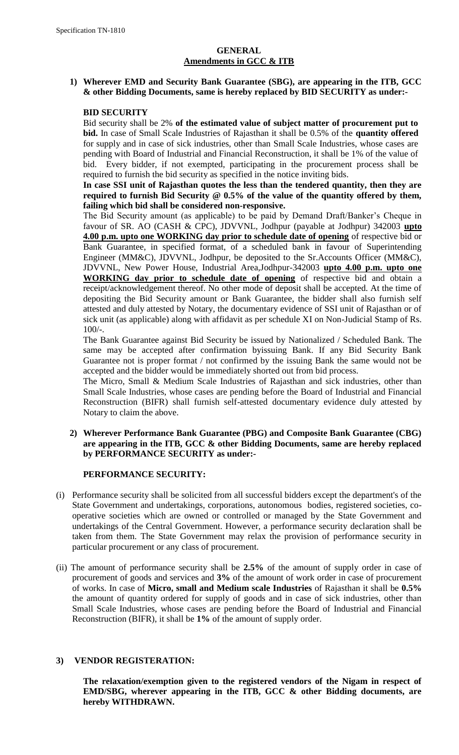## GENERAL

## Amendments in GCC & ITB

**1) Wherever EMD and Security Bank Guarantee (SBG), are appearing in the ITB, GCC & other Bidding Documents, same is hereby replaced by BID SECURITY as under:-**

**BID SECURITY**

Bid security shall be 2% **of the estimated value of subject matter of procurement put to bid.** In case of Small Scale Industries of Rajasthan it shall be 0.5% of the **quantity offered** for supply and in case of sick industries, other than Small Scale Industries, whose cases are pending with Board of Industrial and Financial Reconstruction, it shall be 1% of the value of bid. Every bidder, if not exempted, participating in the procurement process shall be required to furnish the bid security as specified in the notice inviting bids.

**In case SSI unit of Rajasthan quotes the less than the tendered quantity, then they are required to furnish Bid Security @ 0.5% of the value of the quantity offered by them, failing which bid shall be considered non-responsive.**

The Bid Security amount (as applicable) to be paid by Demand Draft/Banker's Cheque in favour of SR. AO (CASH & CPC), JDVVNL, Jodhpur (payable at Jodhpur) 342003 **upto 4.00 p.m. upto one WORKING day prior to schedule date of opening** of respective bid or Bank Guarantee, in specified format, of a scheduled bank in favour of Superintending Engineer (MM&C), JDVVNL, Jodhpur, be deposited to the Sr.Accounts Officer (MM&C), JDVVNL, New Power House, Industrial Area,Jodhpur-342003 **upto 4.00 p.m. upto one WORKING day prior to schedule date of opening** of respective bid and obtain a receipt/acknowledgement thereof. No other mode of deposit shall be accepted. At the time of depositing the Bid Security amount or Bank Guarantee, the bidder shall also furnish self attested and duly attested by Notary, the documentary evidence of SSI unit of Rajasthan or of sick unit (as applicable) along with affidavit as per schedule XI on Non-Judicial Stamp of Rs. 100/-.

The Bank Guarantee against Bid Security be issued by Nationalized / Scheduled Bank. The same may be accepted after confirmation byissuing Bank. If any Bid Security Bank Guarantee not is proper format / not confirmed by the issuing Bank the same would not be accepted and the bidder would be immediately shorted out from bid process.

The Micro, Small & Medium Scale Industries of Rajasthan and sick industries, other than Small Scale Industries, whose cases are pending before the Board of Industrial and Financial Reconstruction (BIFR) shall furnish self-attested documentary evidence duly attested by Notary to claim the above.

**2) Wherever Performance Bank Guarantee (PBG) and Composite Bank Guarantee (CBG) are appearing in the ITB, GCC & other Bidding Documents, same are hereby replaced by PERFORMANCE SECURITY as under:-**

**PERFORMANCE SECURITY:**

(i) Performance security shall be solicited from all successful bidders except the department's of the State Government and undertakings, corporations, autonomous bodies, registered societies, co-operative societies which are owned or controlled or managed by the State Government and undertakings of the Central Government. However, a performance security declaration shall be taken from them. The State Government may relax the provision of performance security in particular procurement or any class of procurement.

(ii) The amount of performance security shall be **2.5%** of the amount of supply order in case of procurement of goods and services and **3%** of the amount of work order in case of procurement of works. In case of **Micro, small and Medium scale Industries** of Rajasthan it shall be **0.5%** the amount of quantity ordered for supply of goods and in case of sick industries, other than Small Scale Industries, whose cases are pending before the Board of Industrial and Financial Reconstruction (BIFR), it shall be **1%** of the amount of supply order.

**3) VENDOR REGISTERATION:**

**The relaxation/exemption given to the registered vendors of the Nigam in respect of EMD/SBG, wherever appearing in the ITB, GCC & other Bidding documents, are hereby WITHDRAWN.**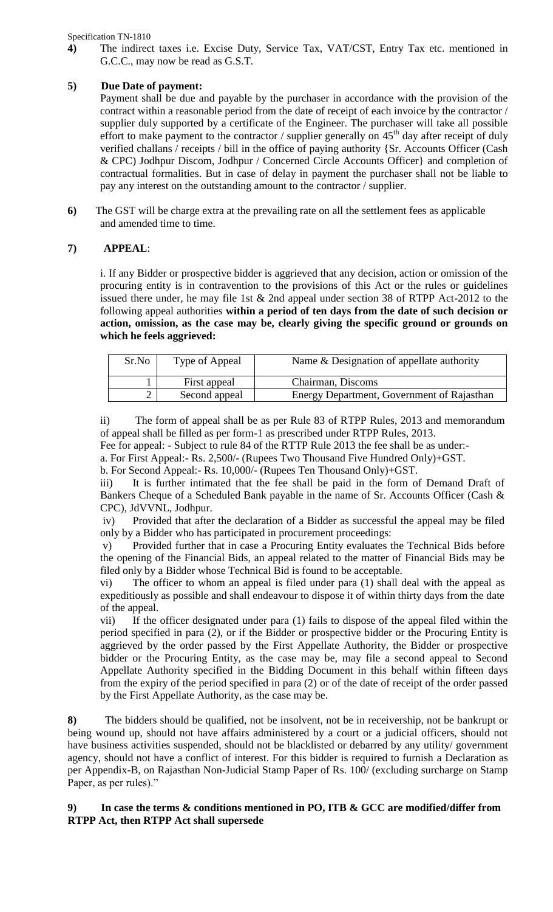**4)** The indirect taxes i.e. Excise Duty, Service Tax, VAT/CST, Entry Tax etc. mentioned in G.C.C., may now be read as G.S.T.

**5) Due Date of payment:**

Payment shall be due and payable by the purchaser in accordance with the provision of the contract within a reasonable period from the date of receipt of each invoice by the contractor / supplier duly supported by a certificate of the Engineer. The purchaser will take all possible effort to make payment to the contractor / supplier generally on 45th day after receipt of duly verified challans / receipts / bill in the office of paying authority {Sr. Accounts Officer (Cash & CPC) Jodhpur Discom, Jodhpur / Concerned Circle Accounts Officer} and completion of contractual formalities. But in case of delay in payment the purchaser shall not be liable to pay any interest on the outstanding amount to the contractor / supplier.

**6)** The GST will be charge extra at the prevailing rate on all the settlement fees as applicable and amended time to time.

**7) APPEAL**:

i. If any Bidder or prospective bidder is aggrieved that any decision, action or omission of the procuring entity is in contravention to the provisions of this Act or the rules or guidelines issued there under, he may file 1st & 2nd appeal under section 38 of RTPP Act-2012 to the following appeal authorities **within a period of ten days from the date of such decision or action, omission, as the case may be, clearly giving the specific ground or grounds on which he feels aggrieved:**

| Sr.No | Type of Appeal | Name & Designation of appellate authority |
|---|---|---|
| 1 | First appeal | Chairman, Discoms |
| 2 | Second appeal | Energy Department, Government of Rajasthan |

ii) The form of appeal shall be as per Rule 83 of RTPP Rules, 2013 and memorandum of appeal shall be filled as per form-1 as prescribed under RTPP Rules, 2013.

Fee for appeal: - Subject to rule 84 of the RTTP Rule 2013 the fee shall be as under:-

a. For First Appeal:- Rs. 2,500/- (Rupees Two Thousand Five Hundred Only)+GST.

b. For Second Appeal:- Rs. 10,000/- (Rupees Ten Thousand Only)+GST.

iii) It is further intimated that the fee shall be paid in the form of Demand Draft of Bankers Cheque of a Scheduled Bank payable in the name of Sr. Accounts Officer (Cash & CPC), JdVVNL, Jodhpur.

iv) Provided that after the declaration of a Bidder as successful the appeal may be filed only by a Bidder who has participated in procurement proceedings:

v) Provided further that in case a Procuring Entity evaluates the Technical Bids before the opening of the Financial Bids, an appeal related to the matter of Financial Bids may be filed only by a Bidder whose Technical Bid is found to be acceptable.

vi) The officer to whom an appeal is filed under para (1) shall deal with the appeal as expeditiously as possible and shall endeavour to dispose it of within thirty days from the date of the appeal.

vii) If the officer designated under para (1) fails to dispose of the appeal filed within the period specified in para (2), or if the Bidder or prospective bidder or the Procuring Entity is aggrieved by the order passed by the First Appellate Authority, the Bidder or prospective bidder or the Procuring Entity, as the case may be, may file a second appeal to Second Appellate Authority specified in the Bidding Document in this behalf within fifteen days from the expiry of the period specified in para (2) or of the date of receipt of the order passed by the First Appellate Authority, as the case may be.

**8)** The bidders should be qualified, not be insolvent, not be in receivership, not be bankrupt or being wound up, should not have affairs administered by a court or a judicial officers, should not have business activities suspended, should not be blacklisted or debarred by any utility/ government agency, should not have a conflict of interest. For this bidder is required to furnish a Declaration as per Appendix-B, on Rajasthan Non-Judicial Stamp Paper of Rs. 100/ (excluding surcharge on Stamp Paper, as per rules)."

**9) In case the terms & conditions mentioned in PO, ITB & GCC are modified/differ from RTPP Act, then RTPP Act shall supersede**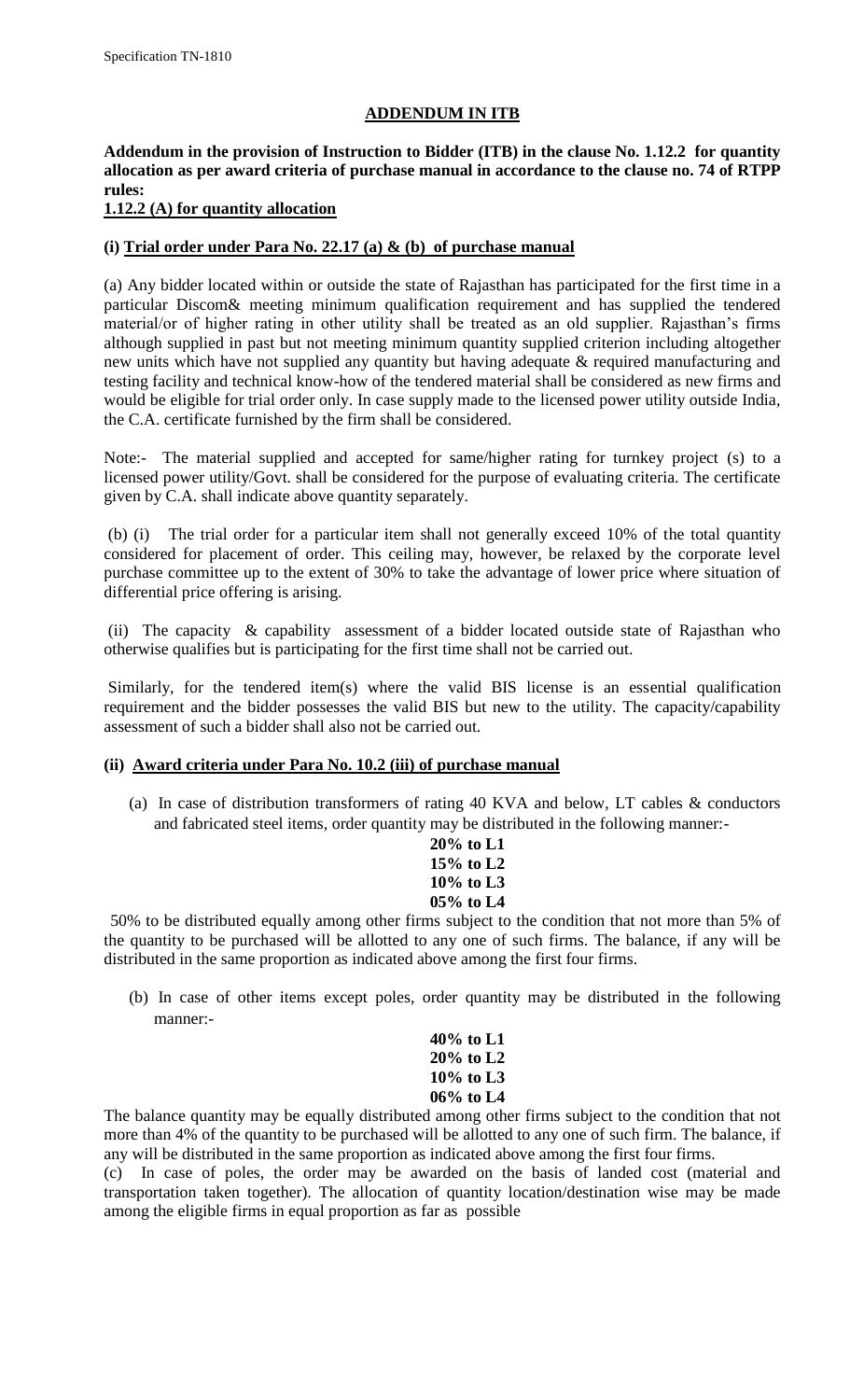## ADDENDUM IN ITB

**Addendum in the provision of Instruction to Bidder (ITB) in the clause No. 1.12.2 for quantity allocation as per award criteria of purchase manual in accordance to the clause no. 74 of RTPP rules:**

**1.12.2 (A) for quantity allocation**

### (i) Trial order under Para No. 22.17 (a) & (b) of purchase manual

(a) Any bidder located within or outside the state of Rajasthan has participated for the first time in a particular Discom& meeting minimum qualification requirement and has supplied the tendered material/or of higher rating in other utility shall be treated as an old supplier. Rajasthan's firms although supplied in past but not meeting minimum quantity supplied criterion including altogether new units which have not supplied any quantity but having adequate & required manufacturing and testing facility and technical know-how of the tendered material shall be considered as new firms and would be eligible for trial order only. In case supply made to the licensed power utility outside India, the C.A. certificate furnished by the firm shall be considered.

Note:- The material supplied and accepted for same/higher rating for turnkey project (s) to a licensed power utility/Govt. shall be considered for the purpose of evaluating criteria. The certificate given by C.A. shall indicate above quantity separately.

(b) (i) The trial order for a particular item shall not generally exceed 10% of the total quantity considered for placement of order. This ceiling may, however, be relaxed by the corporate level purchase committee up to the extent of 30% to take the advantage of lower price where situation of differential price offering is arising.

(ii) The capacity & capability assessment of a bidder located outside state of Rajasthan who otherwise qualifies but is participating for the first time shall not be carried out.

Similarly, for the tendered item(s) where the valid BIS license is an essential qualification requirement and the bidder possesses the valid BIS but new to the utility. The capacity/capability assessment of such a bidder shall also not be carried out.

### (ii) Award criteria under Para No. 10.2 (iii) of purchase manual

(a) In case of distribution transformers of rating 40 KVA and below, LT cables & conductors and fabricated steel items, order quantity may be distributed in the following manner:-

**20% to L1**
**15% to L2**
**10% to L3**
**05% to L4**

50% to be distributed equally among other firms subject to the condition that not more than 5% of the quantity to be purchased will be allotted to any one of such firms. The balance, if any will be distributed in the same proportion as indicated above among the first four firms.

(b) In case of other items except poles, order quantity may be distributed in the following manner:-

**40% to L1**
**20% to L2**
**10% to L3**
**06% to L4**

The balance quantity may be equally distributed among other firms subject to the condition that not more than 4% of the quantity to be purchased will be allotted to any one of such firm. The balance, if any will be distributed in the same proportion as indicated above among the first four firms.

(c) In case of poles, the order may be awarded on the basis of landed cost (material and transportation taken together). The allocation of quantity location/destination wise may be made among the eligible firms in equal proportion as far as possible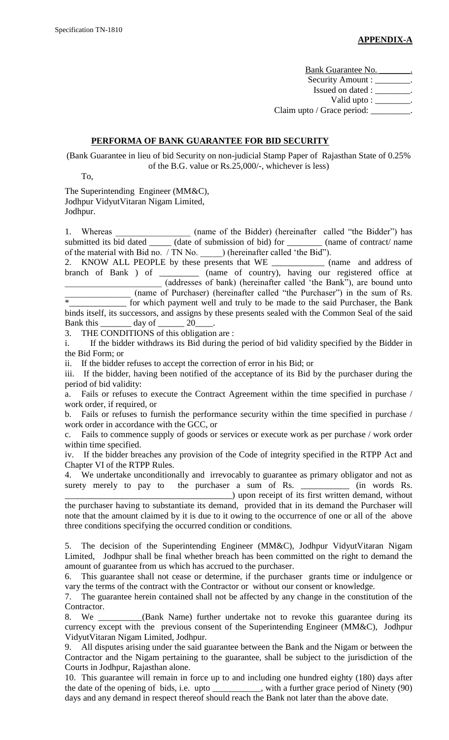**APPENDIX-A**

Bank Guarantee No. ________.
Security Amount : ________.
Issued on dated : ________.
Valid upto : ________.
Claim upto / Grace period: _________.

**PERFORMA OF BANK GUARANTEE FOR BID SECURITY**

(Bank Guarantee in lieu of bid Security on non-judicial Stamp Paper of Rajasthan State of 0.25% of the B.G. value or Rs.25,000/-, whichever is less)

To,

The Superintending Engineer (MM&C),
Jodhpur VidyutVitaran Nigam Limited,
Jodhpur.

1. Whereas _________________ (name of the Bidder) (hereinafter called "the Bidder") has submitted its bid dated _____ (date of submission of bid) for ________ (name of contract/ name of the material with Bid no. / TN No. _____) (hereinafter called 'the Bid").

2. KNOW ALL PEOPLE by these presents that WE ____________ (name and address of branch of Bank ) of _________ (name of country), having our registered office at _____________________ (addresses of bank) (hereinafter called 'the Bank"), are bound unto _______________ (name of Purchaser) (hereinafter called "the Purchaser") in the sum of Rs. *_____________ for which payment well and truly to be made to the said Purchaser, the Bank binds itself, its successors, and assigns by these presents sealed with the Common Seal of the said Bank this _______ day of ______ 20____.

3. THE CONDITIONS of this obligation are :

i. If the bidder withdraws its Bid during the period of bid validity specified by the Bidder in the Bid Form; or

ii. If the bidder refuses to accept the correction of error in his Bid; or

iii. If the bidder, having been notified of the acceptance of its Bid by the purchaser during the period of bid validity:

a. Fails or refuses to execute the Contract Agreement within the time specified in purchase / work order, if required, or

b. Fails or refuses to furnish the performance security within the time specified in purchase / work order in accordance with the GCC, or

c. Fails to commence supply of goods or services or execute work as per purchase / work order within time specified.

iv. If the bidder breaches any provision of the Code of integrity specified in the RTPP Act and Chapter VI of the RTPP Rules.

4. We undertake unconditionally and irrevocably to guarantee as primary obligator and not as surety merely to pay to the purchaser a sum of Rs. __________ (in words Rs. _____________________________________) upon receipt of its first written demand, without the purchaser having to substantiate its demand, provided that in its demand the Purchaser will note that the amount claimed by it is due to it owing to the occurrence of one or all of the above three conditions specifying the occurred condition or conditions.

5. The decision of the Superintending Engineer (MM&C), Jodhpur VidyutVitaran Nigam Limited, Jodhpur shall be final whether breach has been committed on the right to demand the amount of guarantee from us which has accrued to the purchaser.

6. This guarantee shall not cease or determine, if the purchaser grants time or indulgence or vary the terms of the contract with the Contractor or without our consent or knowledge.

7. The guarantee herein contained shall not be affected by any change in the constitution of the Contractor.

8. We __________(Bank Name) further undertake not to revoke this guarantee during its currency except with the previous consent of the Superintending Engineer (MM&C), Jodhpur VidyutVitaran Nigam Limited, Jodhpur.

9. All disputes arising under the said guarantee between the Bank and the Nigam or between the Contractor and the Nigam pertaining to the guarantee, shall be subject to the jurisdiction of the Courts in Jodhpur, Rajasthan alone.

10. This guarantee will remain in force up to and including one hundred eighty (180) days after the date of the opening of bids, i.e. upto ___________, with a further grace period of Ninety (90) days and any demand in respect thereof should reach the Bank not later than the above date.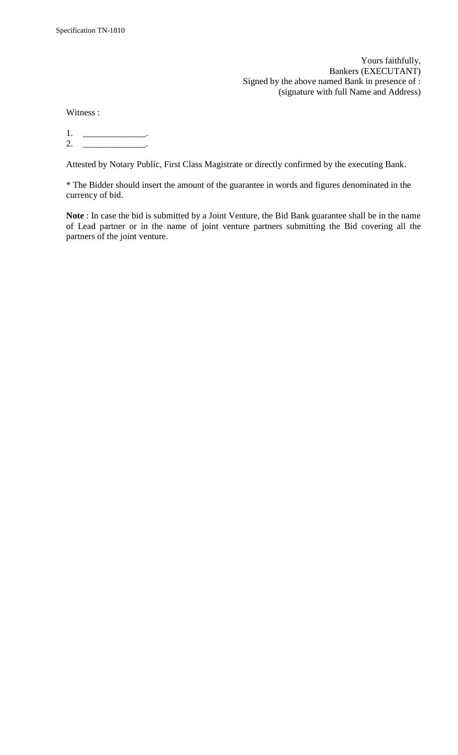Yours faithfully,
Bankers (EXECUTANT)
Signed by the above named Bank in presence of :
(signature with full Name and Address)

Witness :

1. ______________.
2. ______________.

Attested by Notary Public, First Class Magistrate or directly confirmed by the executing Bank.

* The Bidder should insert the amount of the guarantee in words and figures denominated in the currency of bid.

**Note** : In case the bid is submitted by a Joint Venture, the Bid Bank guarantee shall be in the name of Lead partner or in the name of joint venture partners submitting the Bid covering all the partners of the joint venture.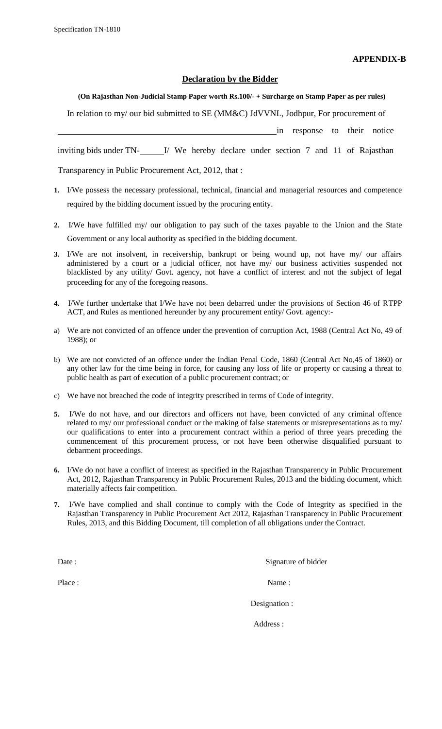**APPENDIX-B**

## Declaration by the Bidder

**(On Rajasthan Non-Judicial Stamp Paper worth Rs.100/- + Surcharge on Stamp Paper as per rules)**

In relation to my/ our bid submitted to SE (MM&C) JdVVNL, Jodhpur, For procurement of \_\_\_\_\_\_\_\_\_\_\_\_\_\_\_\_\_\_\_\_\_\_\_\_\_\_\_\_\_\_\_\_\_\_\_\_\_\_\_\_\_\_\_\_ in response to their notice inviting bids under TN-\_\_\_\_\_ I/ We hereby declare under section 7 and 11 of Rajasthan Transparency in Public Procurement Act, 2012, that :

1. I/We possess the necessary professional, technical, financial and managerial resources and competence required by the bidding document issued by the procuring entity.
2. I/We have fulfilled my/ our obligation to pay such of the taxes payable to the Union and the State Government or any local authority as specified in the bidding document.
3. I/We are not insolvent, in receivership, bankrupt or being wound up, not have my/ our affairs administered by a court or a judicial officer, not have my/ our business activities suspended not blacklisted by any utility/ Govt. agency, not have a conflict of interest and not the subject of legal proceeding for any of the foregoing reasons.
4. I/We further undertake that I/We have not been debarred under the provisions of Section 46 of RTPP ACT, and Rules as mentioned hereunder by any procurement entity/ Govt. agency:-

a) We are not convicted of an offence under the prevention of corruption Act, 1988 (Central Act No, 49 of 1988); or

b) We are not convicted of an offence under the Indian Penal Code, 1860 (Central Act No,45 of 1860) or any other law for the time being in force, for causing any loss of life or property or causing a threat to public health as part of execution of a public procurement contract; or

c) We have not breached the code of integrity prescribed in terms of Code of integrity.

5. I/We do not have, and our directors and officers not have, been convicted of any criminal offence related to my/ our professional conduct or the making of false statements or misrepresentations as to my/ our qualifications to enter into a procurement contract within a period of three years preceding the commencement of this procurement process, or not have been otherwise disqualified pursuant to debarment proceedings.
6. I/We do not have a conflict of interest as specified in the Rajasthan Transparency in Public Procurement Act, 2012, Rajasthan Transparency in Public Procurement Rules, 2013 and the bidding document, which materially affects fair competition.
7. I/We have complied and shall continue to comply with the Code of Integrity as specified in the Rajasthan Transparency in Public Procurement Act 2012, Rajasthan Transparency in Public Procurement Rules, 2013, and this Bidding Document, till completion of all obligations under the Contract.

Date : Signature of bidder

Place : Name :

Designation :

Address :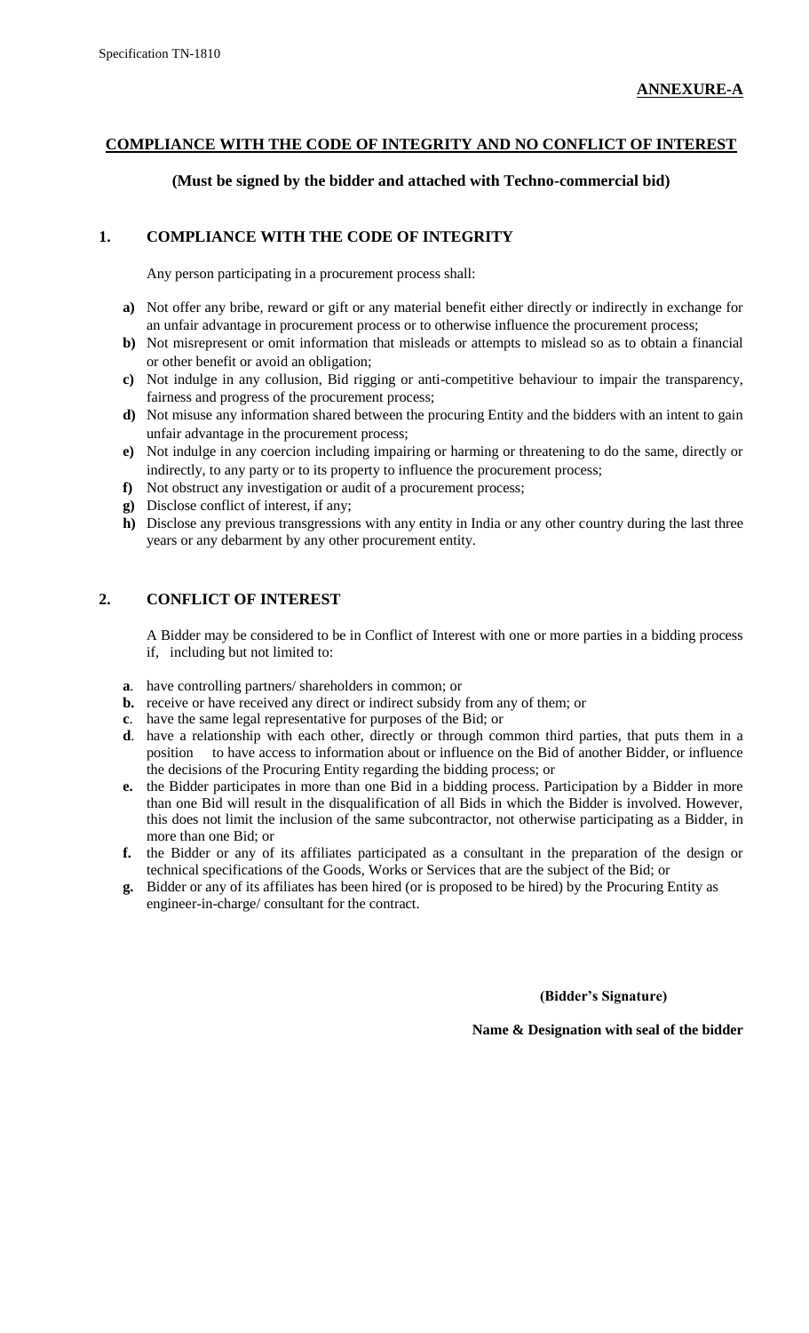**ANNEXURE-A**

## COMPLIANCE WITH THE CODE OF INTEGRITY AND NO CONFLICT OF INTEREST

**(Must be signed by the bidder and attached with Techno-commercial bid)**

### 1. COMPLIANCE WITH THE CODE OF INTEGRITY

Any person participating in a procurement process shall:

- **a)** Not offer any bribe, reward or gift or any material benefit either directly or indirectly in exchange for an unfair advantage in procurement process or to otherwise influence the procurement process;
- **b)** Not misrepresent or omit information that misleads or attempts to mislead so as to obtain a financial or other benefit or avoid an obligation;
- **c)** Not indulge in any collusion, Bid rigging or anti-competitive behaviour to impair the transparency, fairness and progress of the procurement process;
- **d)** Not misuse any information shared between the procuring Entity and the bidders with an intent to gain unfair advantage in the procurement process;
- **e)** Not indulge in any coercion including impairing or harming or threatening to do the same, directly or indirectly, to any party or to its property to influence the procurement process;
- **f)** Not obstruct any investigation or audit of a procurement process;
- **g)** Disclose conflict of interest, if any;
- **h)** Disclose any previous transgressions with any entity in India or any other country during the last three years or any debarment by any other procurement entity.

### 2. CONFLICT OF INTEREST

A Bidder may be considered to be in Conflict of Interest with one or more parties in a bidding process if, including but not limited to:

- **a**. have controlling partners/ shareholders in common; or
- **b.** receive or have received any direct or indirect subsidy from any of them; or
- **c**. have the same legal representative for purposes of the Bid; or
- **d**. have a relationship with each other, directly or through common third parties, that puts them in a position to have access to information about or influence on the Bid of another Bidder, or influence the decisions of the Procuring Entity regarding the bidding process; or
- **e.** the Bidder participates in more than one Bid in a bidding process. Participation by a Bidder in more than one Bid will result in the disqualification of all Bids in which the Bidder is involved. However, this does not limit the inclusion of the same subcontractor, not otherwise participating as a Bidder, in more than one Bid; or
- **f.** the Bidder or any of its affiliates participated as a consultant in the preparation of the design or technical specifications of the Goods, Works or Services that are the subject of the Bid; or
- **g.** Bidder or any of its affiliates has been hired (or is proposed to be hired) by the Procuring Entity as engineer-in-charge/ consultant for the contract.

**(Bidder's Signature)**

**Name & Designation with seal of the bidder**